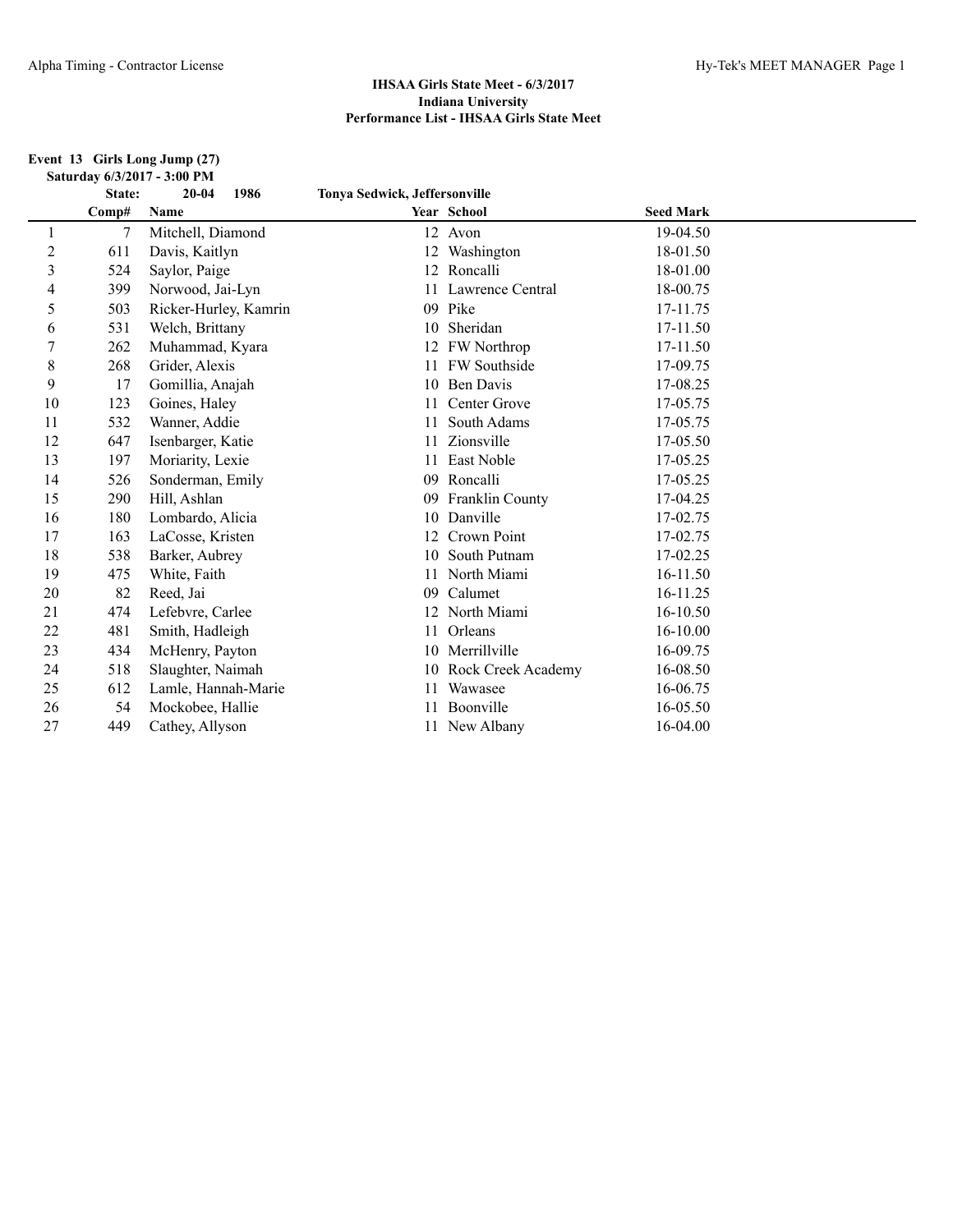### IHSAA Girls State Meet - 6/3/2017
### Indiana University
### Performance List - IHSAA Girls State Meet

**Event 13 Girls Long Jump (27)**

**Saturday 6/3/2017 - 3:00 PM**

**State: 20-04 1986 Tonya Sedwick, Jeffersonville**

| | Comp# | Name | Year | School | Seed Mark |
|---|---|---|---|---|---|
| 1 | 7 | Mitchell, Diamond | 12 | Avon | 19-04.50 |
| 2 | 611 | Davis, Kaitlyn | 12 | Washington | 18-01.50 |
| 3 | 524 | Saylor, Paige | 12 | Roncalli | 18-01.00 |
| 4 | 399 | Norwood, Jai-Lyn | 11 | Lawrence Central | 18-00.75 |
| 5 | 503 | Ricker-Hurley, Kamrin | 09 | Pike | 17-11.75 |
| 6 | 531 | Welch, Brittany | 10 | Sheridan | 17-11.50 |
| 7 | 262 | Muhammad, Kyara | 12 | FW Northrop | 17-11.50 |
| 8 | 268 | Grider, Alexis | 11 | FW Southside | 17-09.75 |
| 9 | 17 | Gomillia, Anajah | 10 | Ben Davis | 17-08.25 |
| 10 | 123 | Goines, Haley | 11 | Center Grove | 17-05.75 |
| 11 | 532 | Wanner, Addie | 11 | South Adams | 17-05.75 |
| 12 | 647 | Isenbarger, Katie | 11 | Zionsville | 17-05.50 |
| 13 | 197 | Moriarity, Lexie | 11 | East Noble | 17-05.25 |
| 14 | 526 | Sonderman, Emily | 09 | Roncalli | 17-05.25 |
| 15 | 290 | Hill, Ashlan | 09 | Franklin County | 17-04.25 |
| 16 | 180 | Lombardo, Alicia | 10 | Danville | 17-02.75 |
| 17 | 163 | LaCosse, Kristen | 12 | Crown Point | 17-02.75 |
| 18 | 538 | Barker, Aubrey | 10 | South Putnam | 17-02.25 |
| 19 | 475 | White, Faith | 11 | North Miami | 16-11.50 |
| 20 | 82 | Reed, Jai | 09 | Calumet | 16-11.25 |
| 21 | 474 | Lefebvre, Carlee | 12 | North Miami | 16-10.50 |
| 22 | 481 | Smith, Hadleigh | 11 | Orleans | 16-10.00 |
| 23 | 434 | McHenry, Payton | 10 | Merrillville | 16-09.75 |
| 24 | 518 | Slaughter, Naimah | 10 | Rock Creek Academy | 16-08.50 |
| 25 | 612 | Lamle, Hannah-Marie | 11 | Wawasee | 16-06.75 |
| 26 | 54 | Mockobee, Hallie | 11 | Boonville | 16-05.50 |
| 27 | 449 | Cathey, Allyson | 11 | New Albany | 16-04.00 |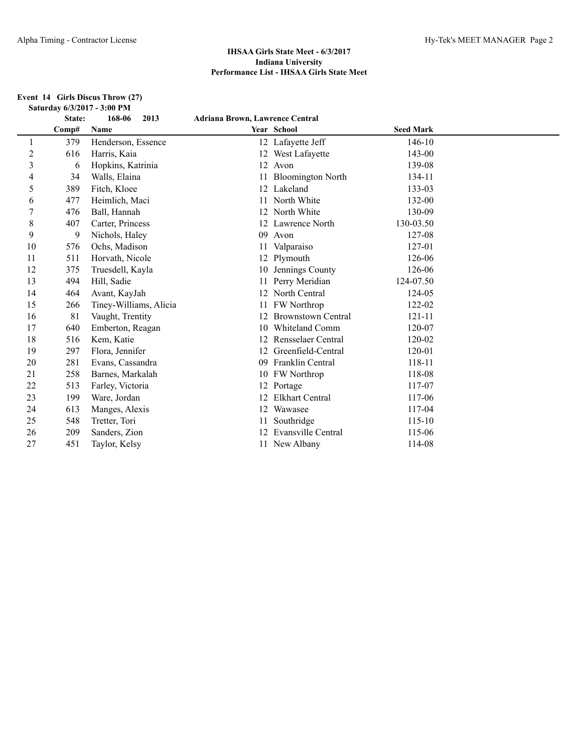**IHSAA Girls State Meet - 6/3/2017**
**Indiana University**
**Performance List - IHSAA Girls State Meet**

**Event 14 Girls Discus Throw (27)**
**Saturday 6/3/2017 - 3:00 PM**

**State: 168-06 2013 Adriana Brown, Lawrence Central**

| | Comp# | Name | Year | School | Seed Mark |
|---|---|---|---|---|---|
| 1 | 379 | Henderson, Essence | 12 | Lafayette Jeff | 146-10 |
| 2 | 616 | Harris, Kaia | 12 | West Lafayette | 143-00 |
| 3 | 6 | Hopkins, Katrinia | 12 | Avon | 139-08 |
| 4 | 34 | Walls, Elaina | 11 | Bloomington North | 134-11 |
| 5 | 389 | Fitch, Kloee | 12 | Lakeland | 133-03 |
| 6 | 477 | Heimlich, Maci | 11 | North White | 132-00 |
| 7 | 476 | Ball, Hannah | 12 | North White | 130-09 |
| 8 | 407 | Carter, Princess | 12 | Lawrence North | 130-03.50 |
| 9 | 9 | Nichols, Haley | 09 | Avon | 127-08 |
| 10 | 576 | Ochs, Madison | 11 | Valparaiso | 127-01 |
| 11 | 511 | Horvath, Nicole | 12 | Plymouth | 126-06 |
| 12 | 375 | Truesdell, Kayla | 10 | Jennings County | 126-06 |
| 13 | 494 | Hill, Sadie | 11 | Perry Meridian | 124-07.50 |
| 14 | 464 | Avant, KayJah | 12 | North Central | 124-05 |
| 15 | 266 | Tiney-Williams, Alicia | 11 | FW Northrop | 122-02 |
| 16 | 81 | Vaught, Trentity | 12 | Brownstown Central | 121-11 |
| 17 | 640 | Emberton, Reagan | 10 | Whiteland Comm | 120-07 |
| 18 | 516 | Kem, Katie | 12 | Rensselaer Central | 120-02 |
| 19 | 297 | Flora, Jennifer | 12 | Greenfield-Central | 120-01 |
| 20 | 281 | Evans, Cassandra | 09 | Franklin Central | 118-11 |
| 21 | 258 | Barnes, Markalah | 10 | FW Northrop | 118-08 |
| 22 | 513 | Farley, Victoria | 12 | Portage | 117-07 |
| 23 | 199 | Ware, Jordan | 12 | Elkhart Central | 117-06 |
| 24 | 613 | Manges, Alexis | 12 | Wawasee | 117-04 |
| 25 | 548 | Tretter, Tori | 11 | Southridge | 115-10 |
| 26 | 209 | Sanders, Zion | 12 | Evansville Central | 115-06 |
| 27 | 451 | Taylor, Kelsy | 11 | New Albany | 114-08 |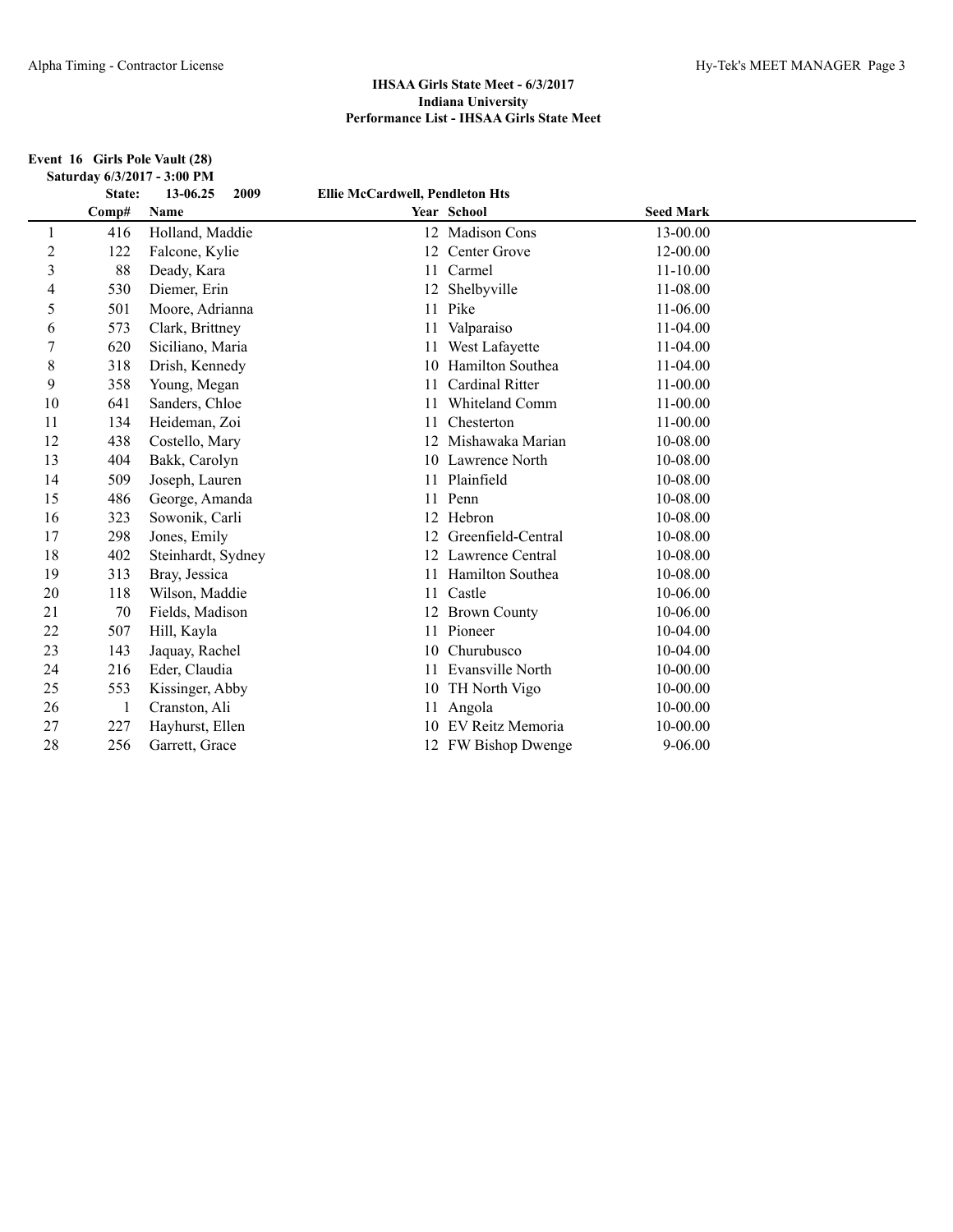## IHSAA Girls State Meet - 6/3/2017
## Indiana University
## Performance List - IHSAA Girls State Meet

**Event 16 Girls Pole Vault (28)**

**Saturday 6/3/2017 - 3:00 PM**

**State: 13-06.25 2009 Ellie McCardwell, Pendleton Hts**

| | Comp# | Name | Year | School | Seed Mark |
|---|---|---|---|---|---|
| 1 | 416 | Holland, Maddie | 12 | Madison Cons | 13-00.00 |
| 2 | 122 | Falcone, Kylie | 12 | Center Grove | 12-00.00 |
| 3 | 88 | Deady, Kara | 11 | Carmel | 11-10.00 |
| 4 | 530 | Diemer, Erin | 12 | Shelbyville | 11-08.00 |
| 5 | 501 | Moore, Adrianna | 11 | Pike | 11-06.00 |
| 6 | 573 | Clark, Brittney | 11 | Valparaiso | 11-04.00 |
| 7 | 620 | Siciliano, Maria | 11 | West Lafayette | 11-04.00 |
| 8 | 318 | Drish, Kennedy | 10 | Hamilton Southea | 11-04.00 |
| 9 | 358 | Young, Megan | 11 | Cardinal Ritter | 11-00.00 |
| 10 | 641 | Sanders, Chloe | 11 | Whiteland Comm | 11-00.00 |
| 11 | 134 | Heideman, Zoi | 11 | Chesterton | 11-00.00 |
| 12 | 438 | Costello, Mary | 12 | Mishawaka Marian | 10-08.00 |
| 13 | 404 | Bakk, Carolyn | 10 | Lawrence North | 10-08.00 |
| 14 | 509 | Joseph, Lauren | 11 | Plainfield | 10-08.00 |
| 15 | 486 | George, Amanda | 11 | Penn | 10-08.00 |
| 16 | 323 | Sowonik, Carli | 12 | Hebron | 10-08.00 |
| 17 | 298 | Jones, Emily | 12 | Greenfield-Central | 10-08.00 |
| 18 | 402 | Steinhardt, Sydney | 12 | Lawrence Central | 10-08.00 |
| 19 | 313 | Bray, Jessica | 11 | Hamilton Southea | 10-08.00 |
| 20 | 118 | Wilson, Maddie | 11 | Castle | 10-06.00 |
| 21 | 70 | Fields, Madison | 12 | Brown County | 10-06.00 |
| 22 | 507 | Hill, Kayla | 11 | Pioneer | 10-04.00 |
| 23 | 143 | Jaquay, Rachel | 10 | Churubusco | 10-04.00 |
| 24 | 216 | Eder, Claudia | 11 | Evansville North | 10-00.00 |
| 25 | 553 | Kissinger, Abby | 10 | TH North Vigo | 10-00.00 |
| 26 | 1 | Cranston, Ali | 11 | Angola | 10-00.00 |
| 27 | 227 | Hayhurst, Ellen | 10 | EV Reitz Memoria | 10-00.00 |
| 28 | 256 | Garrett, Grace | 12 | FW Bishop Dwenge | 9-06.00 |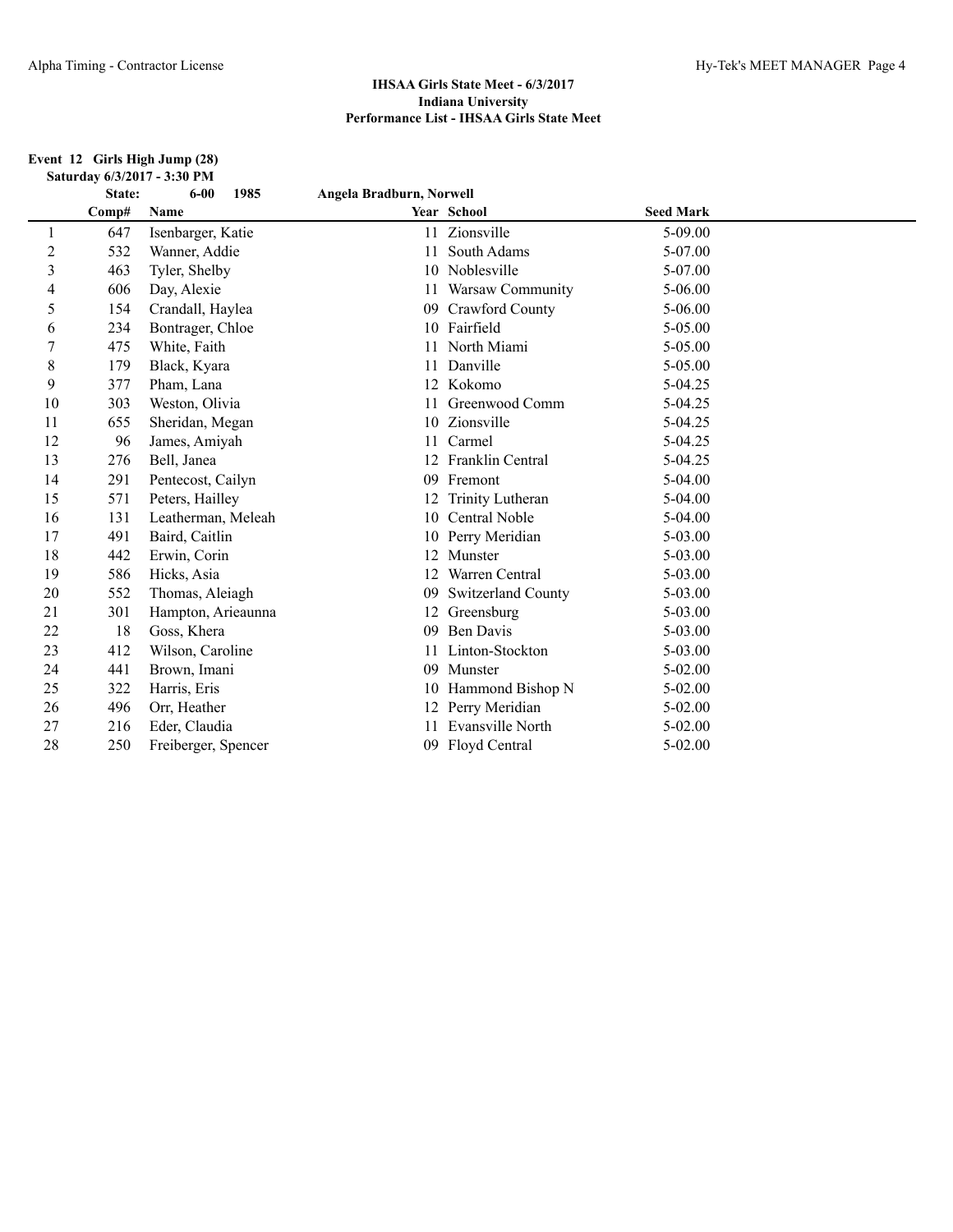**IHSAA Girls State Meet - 6/3/2017**
**Indiana University**
**Performance List - IHSAA Girls State Meet**

**Event 12 Girls High Jump (28)**
**Saturday 6/3/2017 - 3:30 PM**

**State: 6-00 1985 Angela Bradburn, Norwell**

| | Comp# | Name | Year | School | Seed Mark |
|---|---|---|---|---|---|
| 1 | 647 | Isenbarger, Katie | 11 | Zionsville | 5-09.00 |
| 2 | 532 | Wanner, Addie | 11 | South Adams | 5-07.00 |
| 3 | 463 | Tyler, Shelby | 10 | Noblesville | 5-07.00 |
| 4 | 606 | Day, Alexie | 11 | Warsaw Community | 5-06.00 |
| 5 | 154 | Crandall, Haylea | 09 | Crawford County | 5-06.00 |
| 6 | 234 | Bontrager, Chloe | 10 | Fairfield | 5-05.00 |
| 7 | 475 | White, Faith | 11 | North Miami | 5-05.00 |
| 8 | 179 | Black, Kyara | 11 | Danville | 5-05.00 |
| 9 | 377 | Pham, Lana | 12 | Kokomo | 5-04.25 |
| 10 | 303 | Weston, Olivia | 11 | Greenwood Comm | 5-04.25 |
| 11 | 655 | Sheridan, Megan | 10 | Zionsville | 5-04.25 |
| 12 | 96 | James, Amiyah | 11 | Carmel | 5-04.25 |
| 13 | 276 | Bell, Janea | 12 | Franklin Central | 5-04.25 |
| 14 | 291 | Pentecost, Cailyn | 09 | Fremont | 5-04.00 |
| 15 | 571 | Peters, Hailley | 12 | Trinity Lutheran | 5-04.00 |
| 16 | 131 | Leatherman, Meleah | 10 | Central Noble | 5-04.00 |
| 17 | 491 | Baird, Caitlin | 10 | Perry Meridian | 5-03.00 |
| 18 | 442 | Erwin, Corin | 12 | Munster | 5-03.00 |
| 19 | 586 | Hicks, Asia | 12 | Warren Central | 5-03.00 |
| 20 | 552 | Thomas, Aleiagh | 09 | Switzerland County | 5-03.00 |
| 21 | 301 | Hampton, Arieaunna | 12 | Greensburg | 5-03.00 |
| 22 | 18 | Goss, Khera | 09 | Ben Davis | 5-03.00 |
| 23 | 412 | Wilson, Caroline | 11 | Linton-Stockton | 5-03.00 |
| 24 | 441 | Brown, Imani | 09 | Munster | 5-02.00 |
| 25 | 322 | Harris, Eris | 10 | Hammond Bishop N | 5-02.00 |
| 26 | 496 | Orr, Heather | 12 | Perry Meridian | 5-02.00 |
| 27 | 216 | Eder, Claudia | 11 | Evansville North | 5-02.00 |
| 28 | 250 | Freiberger, Spencer | 09 | Floyd Central | 5-02.00 |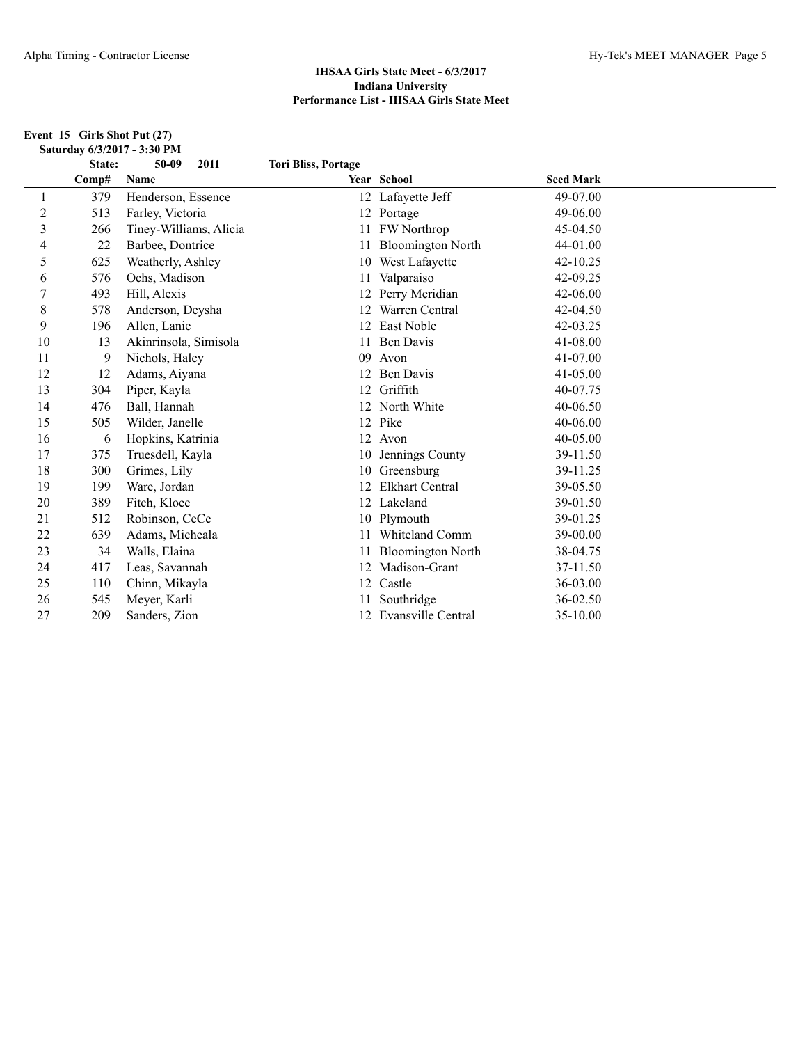## IHSAA Girls State Meet - 6/3/2017
## Indiana University
## Performance List - IHSAA Girls State Meet

**Event 15 Girls Shot Put (27)**

**Saturday 6/3/2017 - 3:30 PM**

**State: 50-09 2011 Tori Bliss, Portage**

| | Comp# | Name | Year | School | Seed Mark |
|---|---|---|---|---|---|
| 1 | 379 | Henderson, Essence | 12 | Lafayette Jeff | 49-07.00 |
| 2 | 513 | Farley, Victoria | 12 | Portage | 49-06.00 |
| 3 | 266 | Tiney-Williams, Alicia | 11 | FW Northrop | 45-04.50 |
| 4 | 22 | Barbee, Dontrice | 11 | Bloomington North | 44-01.00 |
| 5 | 625 | Weatherly, Ashley | 10 | West Lafayette | 42-10.25 |
| 6 | 576 | Ochs, Madison | 11 | Valparaiso | 42-09.25 |
| 7 | 493 | Hill, Alexis | 12 | Perry Meridian | 42-06.00 |
| 8 | 578 | Anderson, Deysha | 12 | Warren Central | 42-04.50 |
| 9 | 196 | Allen, Lanie | 12 | East Noble | 42-03.25 |
| 10 | 13 | Akinrinsola, Simisola | 11 | Ben Davis | 41-08.00 |
| 11 | 9 | Nichols, Haley | 09 | Avon | 41-07.00 |
| 12 | 12 | Adams, Aiyana | 12 | Ben Davis | 41-05.00 |
| 13 | 304 | Piper, Kayla | 12 | Griffith | 40-07.75 |
| 14 | 476 | Ball, Hannah | 12 | North White | 40-06.50 |
| 15 | 505 | Wilder, Janelle | 12 | Pike | 40-06.00 |
| 16 | 6 | Hopkins, Katrinia | 12 | Avon | 40-05.00 |
| 17 | 375 | Truesdell, Kayla | 10 | Jennings County | 39-11.50 |
| 18 | 300 | Grimes, Lily | 10 | Greensburg | 39-11.25 |
| 19 | 199 | Ware, Jordan | 12 | Elkhart Central | 39-05.50 |
| 20 | 389 | Fitch, Kloee | 12 | Lakeland | 39-01.50 |
| 21 | 512 | Robinson, CeCe | 10 | Plymouth | 39-01.25 |
| 22 | 639 | Adams, Micheala | 11 | Whiteland Comm | 39-00.00 |
| 23 | 34 | Walls, Elaina | 11 | Bloomington North | 38-04.75 |
| 24 | 417 | Leas, Savannah | 12 | Madison-Grant | 37-11.50 |
| 25 | 110 | Chinn, Mikayla | 12 | Castle | 36-03.00 |
| 26 | 545 | Meyer, Karli | 11 | Southridge | 36-02.50 |
| 27 | 209 | Sanders, Zion | 12 | Evansville Central | 35-10.00 |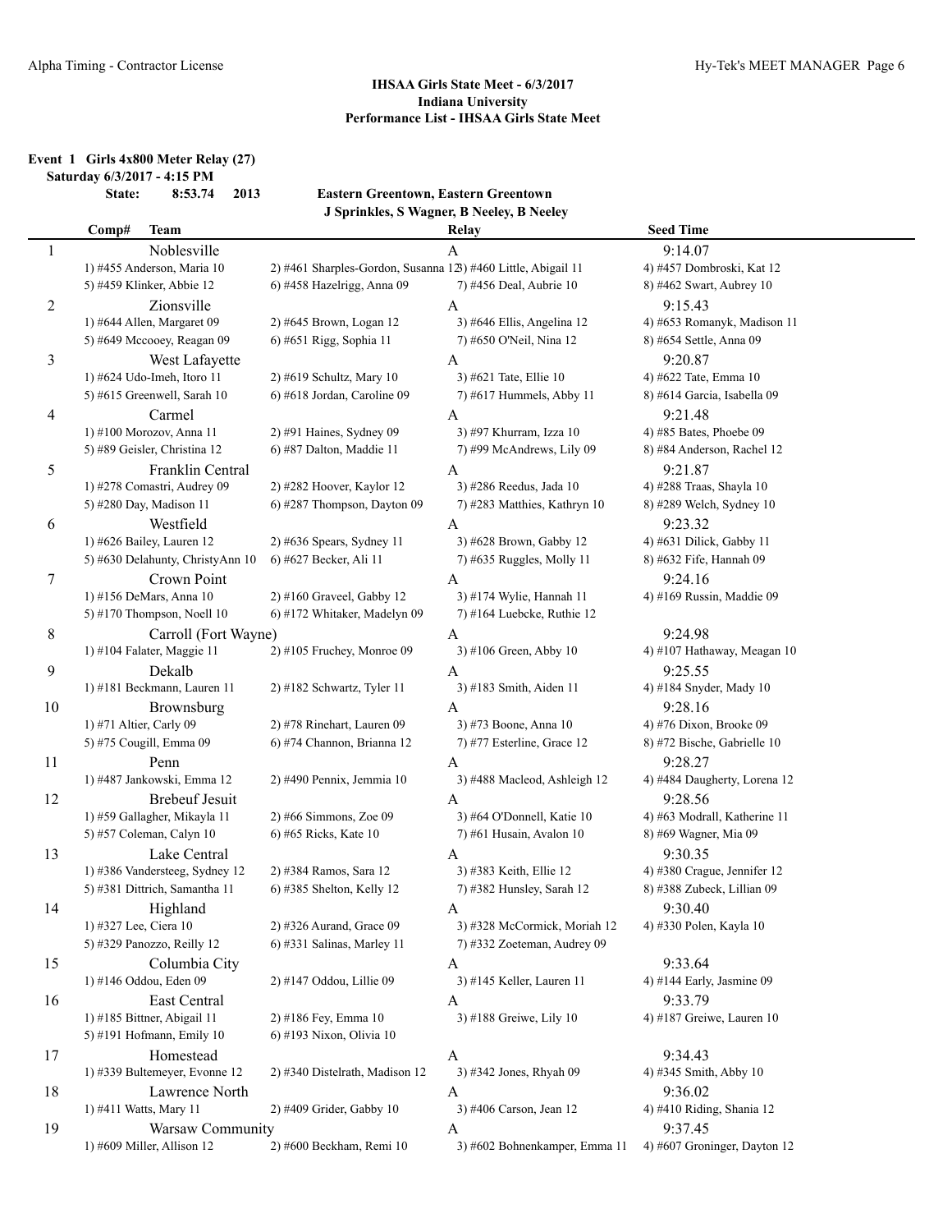## IHSAA Girls State Meet - 6/3/2017
## Indiana University
## Performance List - IHSAA Girls State Meet

**Event 1 Girls 4x800 Meter Relay (27)**

**Saturday 6/3/2017 - 4:15 PM**

**State: 8:53.74 2013 Eastern Greentown, Eastern Greentown**
**J Sprinkles, S Wagner, B Neeley, B Neeley**

| Comp# | Team | | Relay | Seed Time |
|---|---|---|---|---|
| 1 | Noblesville | | A | 9:14.07 |
| | 1) #455 Anderson, Maria 10 | 2) #461 Sharples-Gordon, Susanna 12 | 3) #460 Little, Abigail 11 | 4) #457 Dombroski, Kat 12 |
| | 5) #459 Klinker, Abbie 12 | 6) #458 Hazelrigg, Anna 09 | 7) #456 Deal, Aubrie 10 | 8) #462 Swart, Aubrey 10 |
| 2 | Zionsville | | A | 9:15.43 |
| | 1) #644 Allen, Margaret 09 | 2) #645 Brown, Logan 12 | 3) #646 Ellis, Angelina 12 | 4) #653 Romanyk, Madison 11 |
| | 5) #649 Mccooey, Reagan 09 | 6) #651 Rigg, Sophia 11 | 7) #650 O'Neil, Nina 12 | 8) #654 Settle, Anna 09 |
| 3 | West Lafayette | | A | 9:20.87 |
| | 1) #624 Udo-Imeh, Itoro 11 | 2) #619 Schultz, Mary 10 | 3) #621 Tate, Ellie 10 | 4) #622 Tate, Emma 10 |
| | 5) #615 Greenwell, Sarah 10 | 6) #618 Jordan, Caroline 09 | 7) #617 Hummels, Abby 11 | 8) #614 Garcia, Isabella 09 |
| 4 | Carmel | | A | 9:21.48 |
| | 1) #100 Morozov, Anna 11 | 2) #91 Haines, Sydney 09 | 3) #97 Khurram, Izza 10 | 4) #85 Bates, Phoebe 09 |
| | 5) #89 Geisler, Christina 12 | 6) #87 Dalton, Maddie 11 | 7) #99 McAndrews, Lily 09 | 8) #84 Anderson, Rachel 12 |
| 5 | Franklin Central | | A | 9:21.87 |
| | 1) #278 Comastri, Audrey 09 | 2) #282 Hoover, Kaylor 12 | 3) #286 Reedus, Jada 10 | 4) #288 Traas, Shayla 10 |
| | 5) #280 Day, Madison 11 | 6) #287 Thompson, Dayton 09 | 7) #283 Matthies, Kathryn 10 | 8) #289 Welch, Sydney 10 |
| 6 | Westfield | | A | 9:23.32 |
| | 1) #626 Bailey, Lauren 12 | 2) #636 Spears, Sydney 11 | 3) #628 Brown, Gabby 12 | 4) #631 Dilick, Gabby 11 |
| | 5) #630 Delahunty, ChristyAnn 10 | 6) #627 Becker, Ali 11 | 7) #635 Ruggles, Molly 11 | 8) #632 Fife, Hannah 09 |
| 7 | Crown Point | | A | 9:24.16 |
| | 1) #156 DeMars, Anna 10 | 2) #160 Graveel, Gabby 12 | 3) #174 Wylie, Hannah 11 | 4) #169 Russin, Maddie 09 |
| | 5) #170 Thompson, Noell 10 | 6) #172 Whitaker, Madelyn 09 | 7) #164 Luebcke, Ruthie 12 | |
| 8 | Carroll (Fort Wayne) | | A | 9:24.98 |
| | 1) #104 Falater, Maggie 11 | 2) #105 Fruchey, Monroe 09 | 3) #106 Green, Abby 10 | 4) #107 Hathaway, Meagan 10 |
| 9 | Dekalb | | A | 9:25.55 |
| | 1) #181 Beckmann, Lauren 11 | 2) #182 Schwartz, Tyler 11 | 3) #183 Smith, Aiden 11 | 4) #184 Snyder, Mady 10 |
| 10 | Brownsburg | | A | 9:28.16 |
| | 1) #71 Altier, Carly 09 | 2) #78 Rinehart, Lauren 09 | 3) #73 Boone, Anna 10 | 4) #76 Dixon, Brooke 09 |
| | 5) #75 Cougill, Emma 09 | 6) #74 Channon, Brianna 12 | 7) #77 Esterline, Grace 12 | 8) #72 Bische, Gabrielle 10 |
| 11 | Penn | | A | 9:28.27 |
| | 1) #487 Jankowski, Emma 12 | 2) #490 Pennix, Jemmia 10 | 3) #488 Macleod, Ashleigh 12 | 4) #484 Daugherty, Lorena 12 |
| 12 | Brebeuf Jesuit | | A | 9:28.56 |
| | 1) #59 Gallagher, Mikayla 11 | 2) #66 Simmons, Zoe 09 | 3) #64 O'Donnell, Katie 10 | 4) #63 Modrall, Katherine 11 |
| | 5) #57 Coleman, Calyn 10 | 6) #65 Ricks, Kate 10 | 7) #61 Husain, Avalon 10 | 8) #69 Wagner, Mia 09 |
| 13 | Lake Central | | A | 9:30.35 |
| | 1) #386 Vandersteeg, Sydney 12 | 2) #384 Ramos, Sara 12 | 3) #383 Keith, Ellie 12 | 4) #380 Crague, Jennifer 12 |
| | 5) #381 Dittrich, Samantha 11 | 6) #385 Shelton, Kelly 12 | 7) #382 Hunsley, Sarah 12 | 8) #388 Zubeck, Lillian 09 |
| 14 | Highland | | A | 9:30.40 |
| | 1) #327 Lee, Ciera 10 | 2) #326 Aurand, Grace 09 | 3) #328 McCormick, Moriah 12 | 4) #330 Polen, Kayla 10 |
| | 5) #329 Panozzo, Reilly 12 | 6) #331 Salinas, Marley 11 | 7) #332 Zoeteman, Audrey 09 | |
| 15 | Columbia City | | A | 9:33.64 |
| | 1) #146 Oddou, Eden 09 | 2) #147 Oddou, Lillie 09 | 3) #145 Keller, Lauren 11 | 4) #144 Early, Jasmine 09 |
| 16 | East Central | | A | 9:33.79 |
| | 1) #185 Bittner, Abigail 11 | 2) #186 Fey, Emma 10 | 3) #188 Greiwe, Lily 10 | 4) #187 Greiwe, Lauren 10 |
| | 5) #191 Hofmann, Emily 10 | 6) #193 Nixon, Olivia 10 | | |
| 17 | Homestead | | A | 9:34.43 |
| | 1) #339 Bultemeyer, Evonne 12 | 2) #340 Distelrath, Madison 12 | 3) #342 Jones, Rhyah 09 | 4) #345 Smith, Abby 10 |
| 18 | Lawrence North | | A | 9:36.02 |
| | 1) #411 Watts, Mary 11 | 2) #409 Grider, Gabby 10 | 3) #406 Carson, Jean 12 | 4) #410 Riding, Shania 12 |
| 19 | Warsaw Community | | A | 9:37.45 |
| | 1) #609 Miller, Allison 12 | 2) #600 Beckham, Remi 10 | 3) #602 Bohnenkamper, Emma 11 | 4) #607 Groninger, Dayton 12 |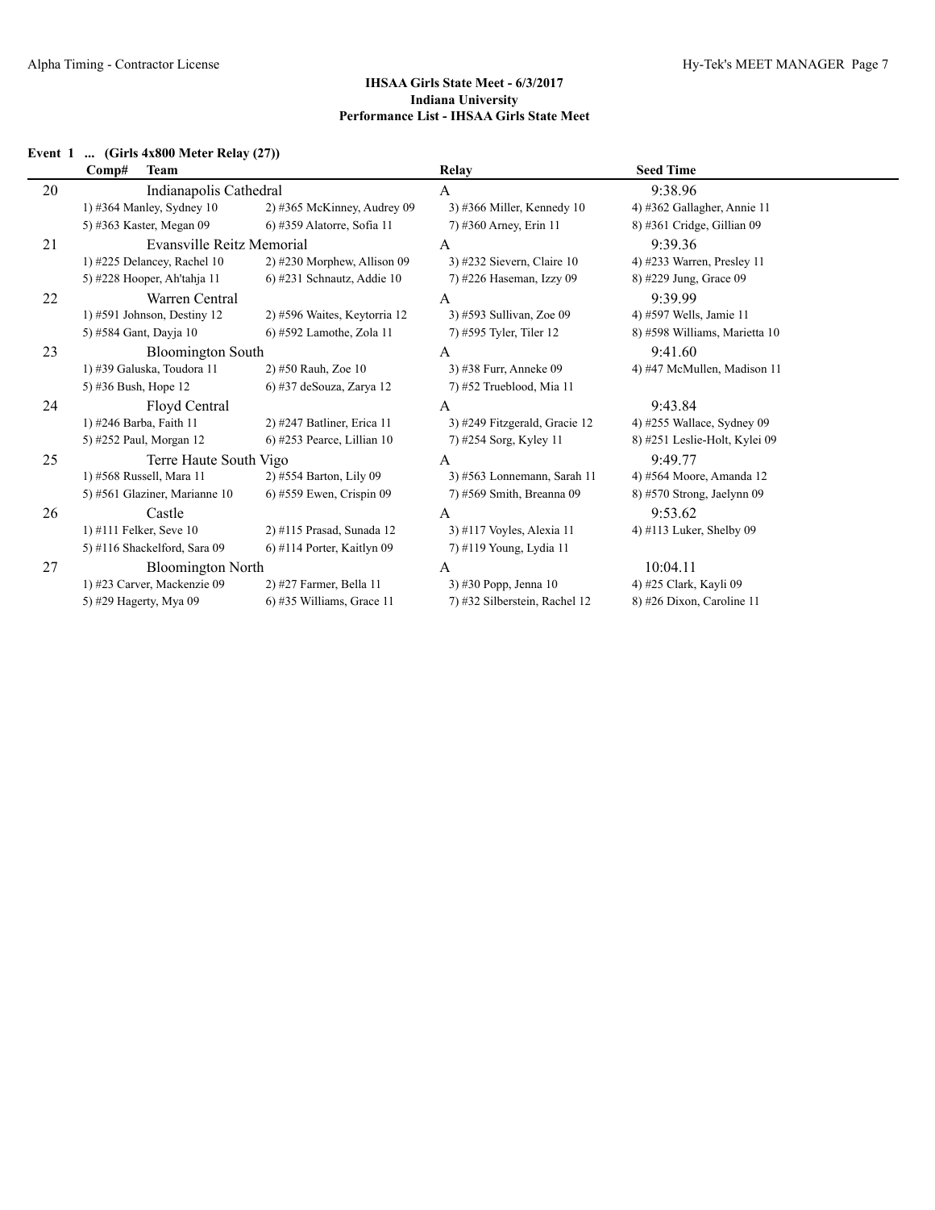## IHSAA Girls State Meet - 6/3/2017
## Indiana University
## Performance List - IHSAA Girls State Meet

### Event 1 ... (Girls 4x800 Meter Relay (27))

| Comp# | Team | | Relay | Seed Time |
|---|---|---|---|---|
| 20 | Indianapolis Cathedral | | A | 9:38.96 |
| | 1) #364 Manley, Sydney 10 | 2) #365 McKinney, Audrey 09 | 3) #366 Miller, Kennedy 10 | 4) #362 Gallagher, Annie 11 |
| | 5) #363 Kaster, Megan 09 | 6) #359 Alatorre, Sofia 11 | 7) #360 Arney, Erin 11 | 8) #361 Cridge, Gillian 09 |
| 21 | Evansville Reitz Memorial | | A | 9:39.36 |
| | 1) #225 Delancey, Rachel 10 | 2) #230 Morphew, Allison 09 | 3) #232 Sievern, Claire 10 | 4) #233 Warren, Presley 11 |
| | 5) #228 Hooper, Ah'tahja 11 | 6) #231 Schnautz, Addie 10 | 7) #226 Haseman, Izzy 09 | 8) #229 Jung, Grace 09 |
| 22 | Warren Central | | A | 9:39.99 |
| | 1) #591 Johnson, Destiny 12 | 2) #596 Waites, Keytorria 12 | 3) #593 Sullivan, Zoe 09 | 4) #597 Wells, Jamie 11 |
| | 5) #584 Gant, Dayja 10 | 6) #592 Lamothe, Zola 11 | 7) #595 Tyler, Tiler 12 | 8) #598 Williams, Marietta 10 |
| 23 | Bloomington South | | A | 9:41.60 |
| | 1) #39 Galuska, Toudora 11 | 2) #50 Rauh, Zoe 10 | 3) #38 Furr, Anneke 09 | 4) #47 McMullen, Madison 11 |
| | 5) #36 Bush, Hope 12 | 6) #37 deSouza, Zarya 12 | 7) #52 Trueblood, Mia 11 | |
| 24 | Floyd Central | | A | 9:43.84 |
| | 1) #246 Barba, Faith 11 | 2) #247 Batliner, Erica 11 | 3) #249 Fitzgerald, Gracie 12 | 4) #255 Wallace, Sydney 09 |
| | 5) #252 Paul, Morgan 12 | 6) #253 Pearce, Lillian 10 | 7) #254 Sorg, Kyley 11 | 8) #251 Leslie-Holt, Kylei 09 |
| 25 | Terre Haute South Vigo | | A | 9:49.77 |
| | 1) #568 Russell, Mara 11 | 2) #554 Barton, Lily 09 | 3) #563 Lonnemann, Sarah 11 | 4) #564 Moore, Amanda 12 |
| | 5) #561 Glaziner, Marianne 10 | 6) #559 Ewen, Crispin 09 | 7) #569 Smith, Breanna 09 | 8) #570 Strong, Jaelynn 09 |
| 26 | Castle | | A | 9:53.62 |
| | 1) #111 Felker, Seve 10 | 2) #115 Prasad, Sunada 12 | 3) #117 Voyles, Alexia 11 | 4) #113 Luker, Shelby 09 |
| | 5) #116 Shackelford, Sara 09 | 6) #114 Porter, Kaitlyn 09 | 7) #119 Young, Lydia 11 | |
| 27 | Bloomington North | | A | 10:04.11 |
| | 1) #23 Carver, Mackenzie 09 | 2) #27 Farmer, Bella 11 | 3) #30 Popp, Jenna 10 | 4) #25 Clark, Kayli 09 |
| | 5) #29 Hagerty, Mya 09 | 6) #35 Williams, Grace 11 | 7) #32 Silberstein, Rachel 12 | 8) #26 Dixon, Caroline 11 |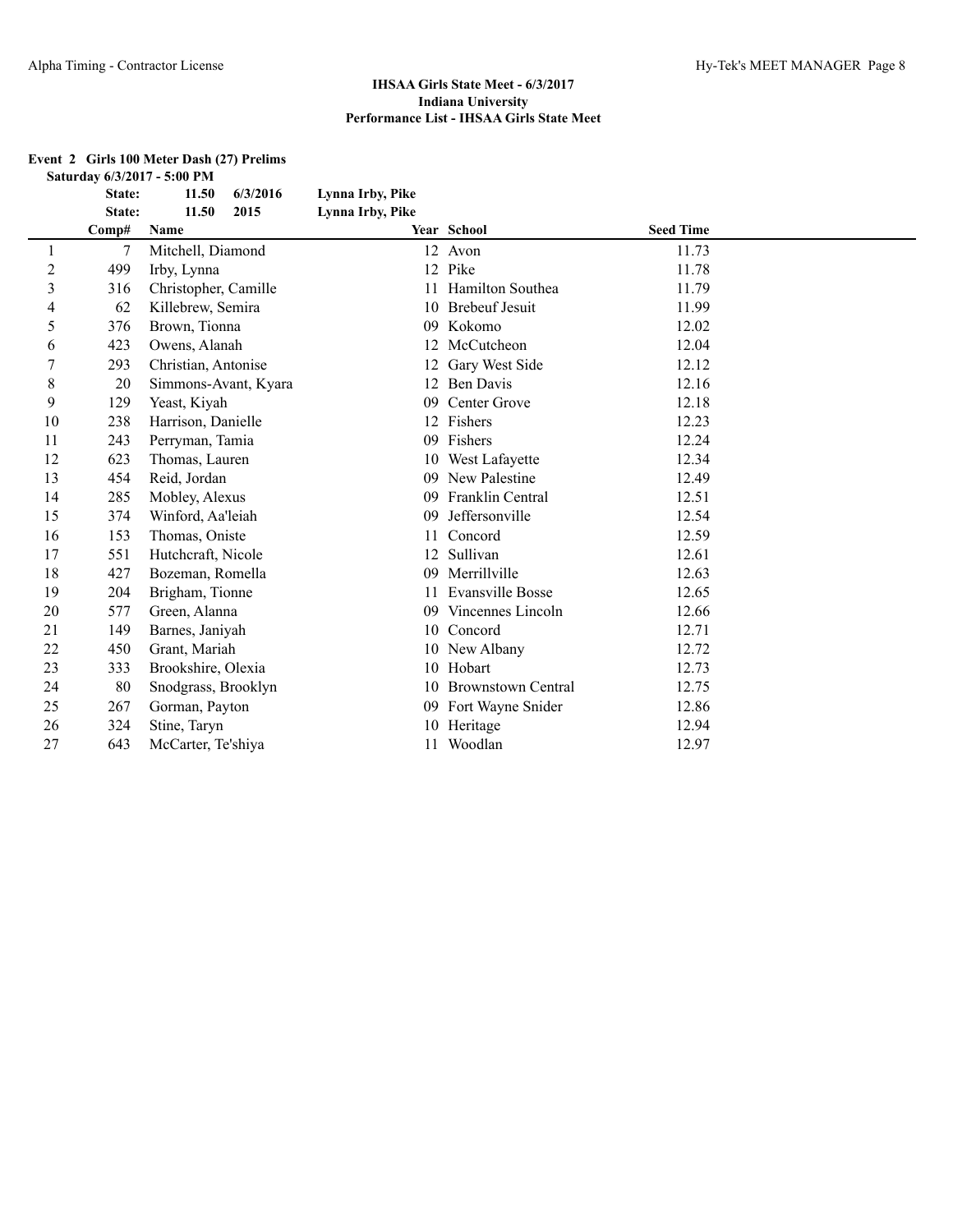## IHSAA Girls State Meet - 6/3/2017
## Indiana University
## Performance List - IHSAA Girls State Meet

**Event 2 Girls 100 Meter Dash (27) Prelims**

**Saturday 6/3/2017 - 5:00 PM**

**State: 11.50 6/3/2016 Lynna Irby, Pike**

**State: 11.50 2015 Lynna Irby, Pike**

| | Comp# | Name | Year | School | Seed Time |
|---|---|---|---|---|---|
| 1 | 7 | Mitchell, Diamond | 12 | Avon | 11.73 |
| 2 | 499 | Irby, Lynna | 12 | Pike | 11.78 |
| 3 | 316 | Christopher, Camille | 11 | Hamilton Southea | 11.79 |
| 4 | 62 | Killebrew, Semira | 10 | Brebeuf Jesuit | 11.99 |
| 5 | 376 | Brown, Tionna | 09 | Kokomo | 12.02 |
| 6 | 423 | Owens, Alanah | 12 | McCutcheon | 12.04 |
| 7 | 293 | Christian, Antonise | 12 | Gary West Side | 12.12 |
| 8 | 20 | Simmons-Avant, Kyara | 12 | Ben Davis | 12.16 |
| 9 | 129 | Yeast, Kiyah | 09 | Center Grove | 12.18 |
| 10 | 238 | Harrison, Danielle | 12 | Fishers | 12.23 |
| 11 | 243 | Perryman, Tamia | 09 | Fishers | 12.24 |
| 12 | 623 | Thomas, Lauren | 10 | West Lafayette | 12.34 |
| 13 | 454 | Reid, Jordan | 09 | New Palestine | 12.49 |
| 14 | 285 | Mobley, Alexus | 09 | Franklin Central | 12.51 |
| 15 | 374 | Winford, Aa'leiah | 09 | Jeffersonville | 12.54 |
| 16 | 153 | Thomas, Oniste | 11 | Concord | 12.59 |
| 17 | 551 | Hutchcraft, Nicole | 12 | Sullivan | 12.61 |
| 18 | 427 | Bozeman, Romella | 09 | Merrillville | 12.63 |
| 19 | 204 | Brigham, Tionne | 11 | Evansville Bosse | 12.65 |
| 20 | 577 | Green, Alanna | 09 | Vincennes Lincoln | 12.66 |
| 21 | 149 | Barnes, Janiyah | 10 | Concord | 12.71 |
| 22 | 450 | Grant, Mariah | 10 | New Albany | 12.72 |
| 23 | 333 | Brookshire, Olexia | 10 | Hobart | 12.73 |
| 24 | 80 | Snodgrass, Brooklyn | 10 | Brownstown Central | 12.75 |
| 25 | 267 | Gorman, Payton | 09 | Fort Wayne Snider | 12.86 |
| 26 | 324 | Stine, Taryn | 10 | Heritage | 12.94 |
| 27 | 643 | McCarter, Te'shiya | 11 | Woodlan | 12.97 |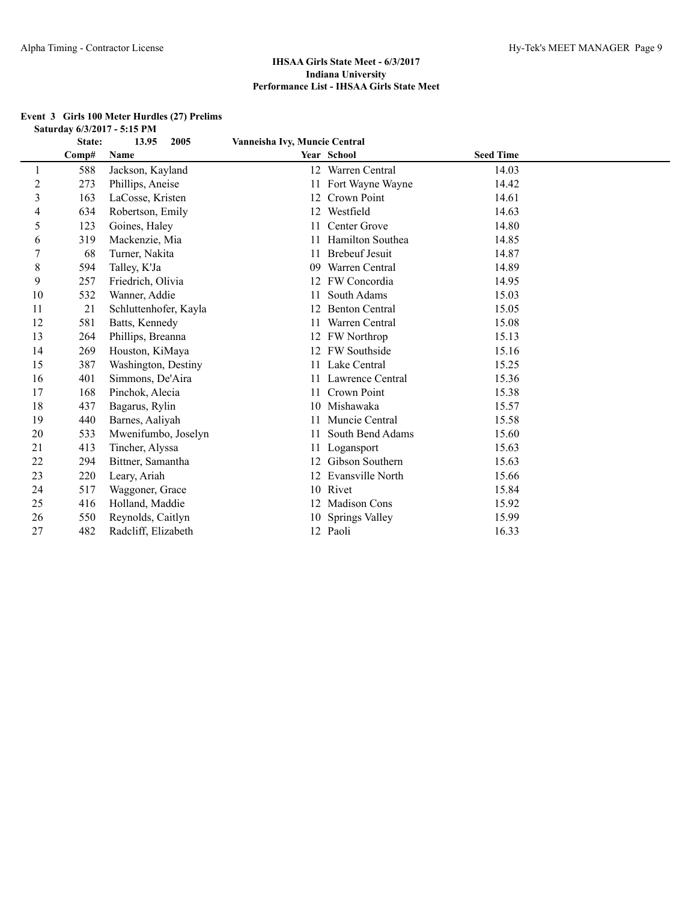## IHSAA Girls State Meet - 6/3/2017
## Indiana University
## Performance List - IHSAA Girls State Meet

### Event 3 Girls 100 Meter Hurdles (27) Prelims

**Saturday 6/3/2017 - 5:15 PM**

**State: 13.95 2005 Vanneisha Ivy, Muncie Central**

| | Comp# | Name | Year | School | Seed Time |
|---|---|---|---|---|---|
| 1 | 588 | Jackson, Kayland | 12 | Warren Central | 14.03 |
| 2 | 273 | Phillips, Aneise | 11 | Fort Wayne Wayne | 14.42 |
| 3 | 163 | LaCosse, Kristen | 12 | Crown Point | 14.61 |
| 4 | 634 | Robertson, Emily | 12 | Westfield | 14.63 |
| 5 | 123 | Goines, Haley | 11 | Center Grove | 14.80 |
| 6 | 319 | Mackenzie, Mia | 11 | Hamilton Southea | 14.85 |
| 7 | 68 | Turner, Nakita | 11 | Brebeuf Jesuit | 14.87 |
| 8 | 594 | Talley, K'Ja | 09 | Warren Central | 14.89 |
| 9 | 257 | Friedrich, Olivia | 12 | FW Concordia | 14.95 |
| 10 | 532 | Wanner, Addie | 11 | South Adams | 15.03 |
| 11 | 21 | Schluttenhofer, Kayla | 12 | Benton Central | 15.05 |
| 12 | 581 | Batts, Kennedy | 11 | Warren Central | 15.08 |
| 13 | 264 | Phillips, Breanna | 12 | FW Northrop | 15.13 |
| 14 | 269 | Houston, KiMaya | 12 | FW Southside | 15.16 |
| 15 | 387 | Washington, Destiny | 11 | Lake Central | 15.25 |
| 16 | 401 | Simmons, De'Aira | 11 | Lawrence Central | 15.36 |
| 17 | 168 | Pinchok, Alecia | 11 | Crown Point | 15.38 |
| 18 | 437 | Bagarus, Rylin | 10 | Mishawaka | 15.57 |
| 19 | 440 | Barnes, Aaliyah | 11 | Muncie Central | 15.58 |
| 20 | 533 | Mwenifumbo, Joselyn | 11 | South Bend Adams | 15.60 |
| 21 | 413 | Tincher, Alyssa | 11 | Logansport | 15.63 |
| 22 | 294 | Bittner, Samantha | 12 | Gibson Southern | 15.63 |
| 23 | 220 | Leary, Ariah | 12 | Evansville North | 15.66 |
| 24 | 517 | Waggoner, Grace | 10 | Rivet | 15.84 |
| 25 | 416 | Holland, Maddie | 12 | Madison Cons | 15.92 |
| 26 | 550 | Reynolds, Caitlyn | 10 | Springs Valley | 15.99 |
| 27 | 482 | Radcliff, Elizabeth | 12 | Paoli | 16.33 |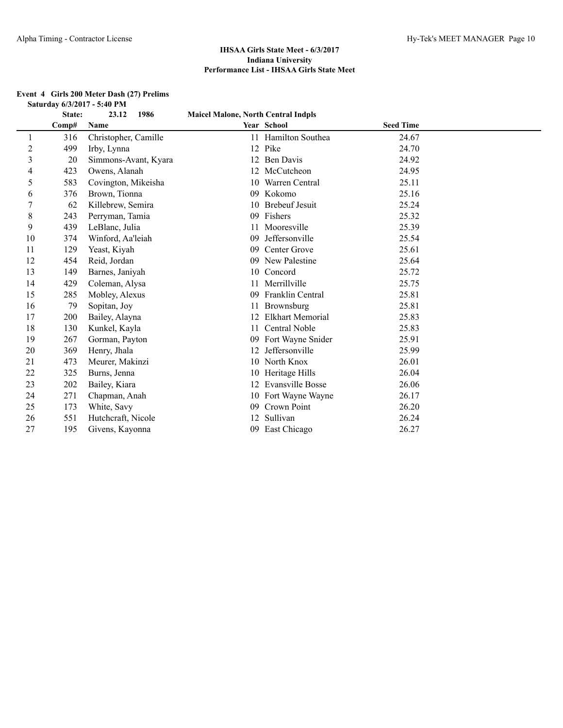# IHSAA Girls State Meet - 6/3/2017
## Indiana University
## Performance List - IHSAA Girls State Meet

**Event 4 Girls 200 Meter Dash (27) Prelims**

**Saturday 6/3/2017 - 5:40 PM**

**State: 23.12 1986 Maicel Malone, North Central Indpls**

| | Comp# | Name | Year | School | Seed Time |
|---|---|---|---|---|---|
| 1 | 316 | Christopher, Camille | 11 | Hamilton Southea | 24.67 |
| 2 | 499 | Irby, Lynna | 12 | Pike | 24.70 |
| 3 | 20 | Simmons-Avant, Kyara | 12 | Ben Davis | 24.92 |
| 4 | 423 | Owens, Alanah | 12 | McCutcheon | 24.95 |
| 5 | 583 | Covington, Mikeisha | 10 | Warren Central | 25.11 |
| 6 | 376 | Brown, Tionna | 09 | Kokomo | 25.16 |
| 7 | 62 | Killebrew, Semira | 10 | Brebeuf Jesuit | 25.24 |
| 8 | 243 | Perryman, Tamia | 09 | Fishers | 25.32 |
| 9 | 439 | LeBlanc, Julia | 11 | Mooresville | 25.39 |
| 10 | 374 | Winford, Aa'leiah | 09 | Jeffersonville | 25.54 |
| 11 | 129 | Yeast, Kiyah | 09 | Center Grove | 25.61 |
| 12 | 454 | Reid, Jordan | 09 | New Palestine | 25.64 |
| 13 | 149 | Barnes, Janiyah | 10 | Concord | 25.72 |
| 14 | 429 | Coleman, Alysa | 11 | Merrillville | 25.75 |
| 15 | 285 | Mobley, Alexus | 09 | Franklin Central | 25.81 |
| 16 | 79 | Sopitan, Joy | 11 | Brownsburg | 25.81 |
| 17 | 200 | Bailey, Alayna | 12 | Elkhart Memorial | 25.83 |
| 18 | 130 | Kunkel, Kayla | 11 | Central Noble | 25.83 |
| 19 | 267 | Gorman, Payton | 09 | Fort Wayne Snider | 25.91 |
| 20 | 369 | Henry, Jhala | 12 | Jeffersonville | 25.99 |
| 21 | 473 | Meurer, Makinzi | 10 | North Knox | 26.01 |
| 22 | 325 | Burns, Jenna | 10 | Heritage Hills | 26.04 |
| 23 | 202 | Bailey, Kiara | 12 | Evansville Bosse | 26.06 |
| 24 | 271 | Chapman, Anah | 10 | Fort Wayne Wayne | 26.17 |
| 25 | 173 | White, Savy | 09 | Crown Point | 26.20 |
| 26 | 551 | Hutchcraft, Nicole | 12 | Sullivan | 26.24 |
| 27 | 195 | Givens, Kayonna | 09 | East Chicago | 26.27 |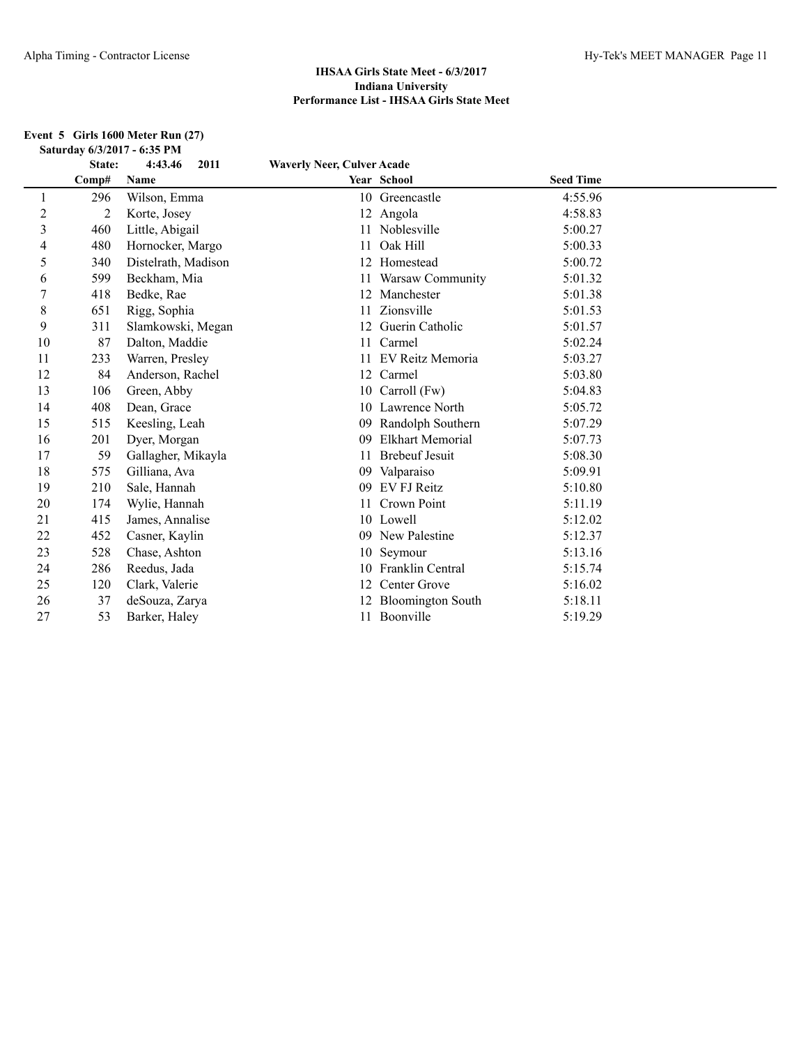## IHSAA Girls State Meet - 6/3/2017
## Indiana University
## Performance List - IHSAA Girls State Meet

**Event 5 Girls 1600 Meter Run (27)**
**Saturday 6/3/2017 - 6:35 PM**

**State: 4:43.46 2011 Waverly Neer, Culver Acade**

| | Comp# | Name | Year | School | Seed Time |
|---|---|---|---|---|---|
| 1 | 296 | Wilson, Emma | 10 | Greencastle | 4:55.96 |
| 2 | 2 | Korte, Josey | 12 | Angola | 4:58.83 |
| 3 | 460 | Little, Abigail | 11 | Noblesville | 5:00.27 |
| 4 | 480 | Hornocker, Margo | 11 | Oak Hill | 5:00.33 |
| 5 | 340 | Distelrath, Madison | 12 | Homestead | 5:00.72 |
| 6 | 599 | Beckham, Mia | 11 | Warsaw Community | 5:01.32 |
| 7 | 418 | Bedke, Rae | 12 | Manchester | 5:01.38 |
| 8 | 651 | Rigg, Sophia | 11 | Zionsville | 5:01.53 |
| 9 | 311 | Slamkowski, Megan | 12 | Guerin Catholic | 5:01.57 |
| 10 | 87 | Dalton, Maddie | 11 | Carmel | 5:02.24 |
| 11 | 233 | Warren, Presley | 11 | EV Reitz Memoria | 5:03.27 |
| 12 | 84 | Anderson, Rachel | 12 | Carmel | 5:03.80 |
| 13 | 106 | Green, Abby | 10 | Carroll (Fw) | 5:04.83 |
| 14 | 408 | Dean, Grace | 10 | Lawrence North | 5:05.72 |
| 15 | 515 | Keesling, Leah | 09 | Randolph Southern | 5:07.29 |
| 16 | 201 | Dyer, Morgan | 09 | Elkhart Memorial | 5:07.73 |
| 17 | 59 | Gallagher, Mikayla | 11 | Brebeuf Jesuit | 5:08.30 |
| 18 | 575 | Gilliana, Ava | 09 | Valparaiso | 5:09.91 |
| 19 | 210 | Sale, Hannah | 09 | EV FJ Reitz | 5:10.80 |
| 20 | 174 | Wylie, Hannah | 11 | Crown Point | 5:11.19 |
| 21 | 415 | James, Annalise | 10 | Lowell | 5:12.02 |
| 22 | 452 | Casner, Kaylin | 09 | New Palestine | 5:12.37 |
| 23 | 528 | Chase, Ashton | 10 | Seymour | 5:13.16 |
| 24 | 286 | Reedus, Jada | 10 | Franklin Central | 5:15.74 |
| 25 | 120 | Clark, Valerie | 12 | Center Grove | 5:16.02 |
| 26 | 37 | deSouza, Zarya | 12 | Bloomington South | 5:18.11 |
| 27 | 53 | Barker, Haley | 11 | Boonville | 5:19.29 |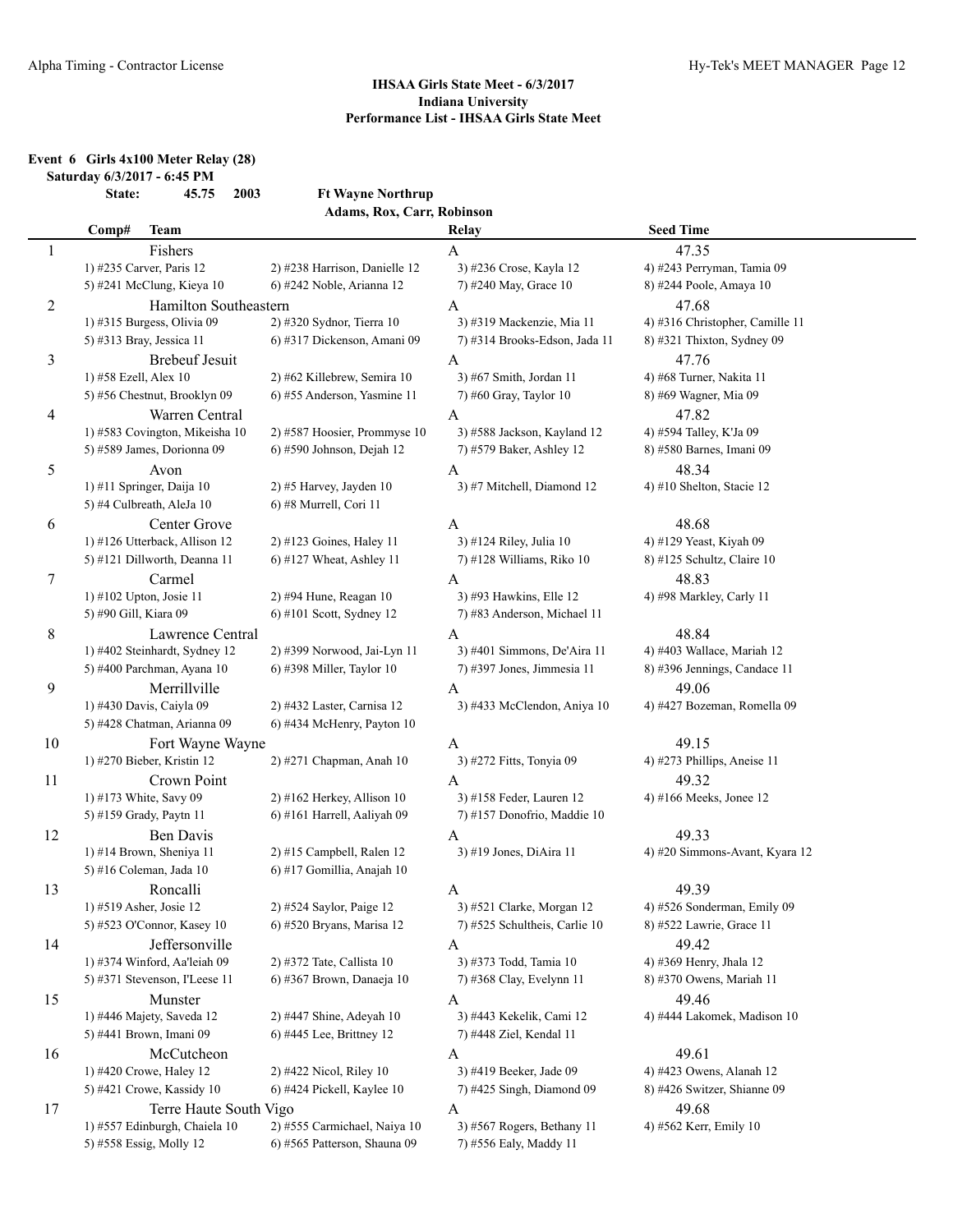## IHSAA Girls State Meet - 6/3/2017
## Indiana University
## Performance List - IHSAA Girls State Meet

**Event 6 Girls 4x100 Meter Relay (28)**

**Saturday 6/3/2017 - 6:45 PM**

**State: 45.75 2003 Ft Wayne Northrup**
**Adams, Rox, Carr, Robinson**

| Comp# | Team | | Relay | Seed Time |
|---|---|---|---|---|
| 1 | Fishers | | A | 47.35 |
| | 1) #235 Carver, Paris 12 | 2) #238 Harrison, Danielle 12 | 3) #236 Crose, Kayla 12 | 4) #243 Perryman, Tamia 09 |
| | 5) #241 McClung, Kieya 10 | 6) #242 Noble, Arianna 12 | 7) #240 May, Grace 10 | 8) #244 Poole, Amaya 10 |
| 2 | Hamilton Southeastern | | A | 47.68 |
| | 1) #315 Burgess, Olivia 09 | 2) #320 Sydnor, Tierra 10 | 3) #319 Mackenzie, Mia 11 | 4) #316 Christopher, Camille 11 |
| | 5) #313 Bray, Jessica 11 | 6) #317 Dickenson, Amani 09 | 7) #314 Brooks-Edson, Jada 11 | 8) #321 Thixton, Sydney 09 |
| 3 | Brebeuf Jesuit | | A | 47.76 |
| | 1) #58 Ezell, Alex 10 | 2) #62 Killebrew, Semira 10 | 3) #67 Smith, Jordan 11 | 4) #68 Turner, Nakita 11 |
| | 5) #56 Chestnut, Brooklyn 09 | 6) #55 Anderson, Yasmine 11 | 7) #60 Gray, Taylor 10 | 8) #69 Wagner, Mia 09 |
| 4 | Warren Central | | A | 47.82 |
| | 1) #583 Covington, Mikeisha 10 | 2) #587 Hoosier, Prommyse 10 | 3) #588 Jackson, Kayland 12 | 4) #594 Talley, K'Ja 09 |
| | 5) #589 James, Dorionna 09 | 6) #590 Johnson, Dejah 12 | 7) #579 Baker, Ashley 12 | 8) #580 Barnes, Imani 09 |
| 5 | Avon | | A | 48.34 |
| | 1) #11 Springer, Daija 10 | 2) #5 Harvey, Jayden 10 | 3) #7 Mitchell, Diamond 12 | 4) #10 Shelton, Stacie 12 |
| | 5) #4 Culbreath, AleJa 10 | 6) #8 Murrell, Cori 11 | | |
| 6 | Center Grove | | A | 48.68 |
| | 1) #126 Utterback, Allison 12 | 2) #123 Goines, Haley 11 | 3) #124 Riley, Julia 10 | 4) #129 Yeast, Kiyah 09 |
| | 5) #121 Dillworth, Deanna 11 | 6) #127 Wheat, Ashley 11 | 7) #128 Williams, Riko 10 | 8) #125 Schultz, Claire 10 |
| 7 | Carmel | | A | 48.83 |
| | 1) #102 Upton, Josie 11 | 2) #94 Hune, Reagan 10 | 3) #93 Hawkins, Elle 12 | 4) #98 Markley, Carly 11 |
| | 5) #90 Gill, Kiara 09 | 6) #101 Scott, Sydney 12 | 7) #83 Anderson, Michael 11 | |
| 8 | Lawrence Central | | A | 48.84 |
| | 1) #402 Steinhardt, Sydney 12 | 2) #399 Norwood, Jai-Lyn 11 | 3) #401 Simmons, De'Aira 11 | 4) #403 Wallace, Mariah 12 |
| | 5) #400 Parchman, Ayana 10 | 6) #398 Miller, Taylor 10 | 7) #397 Jones, Jimmesia 11 | 8) #396 Jennings, Candace 11 |
| 9 | Merrillville | | A | 49.06 |
| | 1) #430 Davis, Caiyla 09 | 2) #432 Laster, Carnisa 12 | 3) #433 McClendon, Aniya 10 | 4) #427 Bozeman, Romella 09 |
| | 5) #428 Chatman, Arianna 09 | 6) #434 McHenry, Payton 10 | | |
| 10 | Fort Wayne Wayne | | A | 49.15 |
| | 1) #270 Bieber, Kristin 12 | 2) #271 Chapman, Anah 10 | 3) #272 Fitts, Tonyia 09 | 4) #273 Phillips, Aneise 11 |
| 11 | Crown Point | | A | 49.32 |
| | 1) #173 White, Savy 09 | 2) #162 Herkey, Allison 10 | 3) #158 Feder, Lauren 12 | 4) #166 Meeks, Jonee 12 |
| | 5) #159 Grady, Paytn 11 | 6) #161 Harrell, Aaliyah 09 | 7) #157 Donofrio, Maddie 10 | |
| 12 | Ben Davis | | A | 49.33 |
| | 1) #14 Brown, Sheniya 11 | 2) #15 Campbell, Ralen 12 | 3) #19 Jones, DiAira 11 | 4) #20 Simmons-Avant, Kyara 12 |
| | 5) #16 Coleman, Jada 10 | 6) #17 Gomillia, Anajah 10 | | |
| 13 | Roncalli | | A | 49.39 |
| | 1) #519 Asher, Josie 12 | 2) #524 Saylor, Paige 12 | 3) #521 Clarke, Morgan 12 | 4) #526 Sonderman, Emily 09 |
| | 5) #523 O'Connor, Kasey 10 | 6) #520 Bryans, Marisa 12 | 7) #525 Schultheis, Carlie 10 | 8) #522 Lawrie, Grace 11 |
| 14 | Jeffersonville | | A | 49.42 |
| | 1) #374 Winford, Aa'leiah 09 | 2) #372 Tate, Callista 10 | 3) #373 Todd, Tamia 10 | 4) #369 Henry, Jhala 12 |
| | 5) #371 Stevenson, I'Leese 11 | 6) #367 Brown, Danaeja 10 | 7) #368 Clay, Evelynn 11 | 8) #370 Owens, Mariah 11 |
| 15 | Munster | | A | 49.46 |
| | 1) #446 Majety, Saveda 12 | 2) #447 Shine, Adeyah 10 | 3) #443 Kekelik, Cami 12 | 4) #444 Lakomek, Madison 10 |
| | 5) #441 Brown, Imani 09 | 6) #445 Lee, Brittney 12 | 7) #448 Ziel, Kendal 11 | |
| 16 | McCutcheon | | A | 49.61 |
| | 1) #420 Crowe, Haley 12 | 2) #422 Nicol, Riley 10 | 3) #419 Beeker, Jade 09 | 4) #423 Owens, Alanah 12 |
| | 5) #421 Crowe, Kassidy 10 | 6) #424 Pickell, Kaylee 10 | 7) #425 Singh, Diamond 09 | 8) #426 Switzer, Shianne 09 |
| 17 | Terre Haute South Vigo | | A | 49.68 |
| | 1) #557 Edinburgh, Chaiela 10 | 2) #555 Carmichael, Naiya 10 | 3) #567 Rogers, Bethany 11 | 4) #562 Kerr, Emily 10 |
| | 5) #558 Essig, Molly 12 | 6) #565 Patterson, Shauna 09 | 7) #556 Ealy, Maddy 11 | |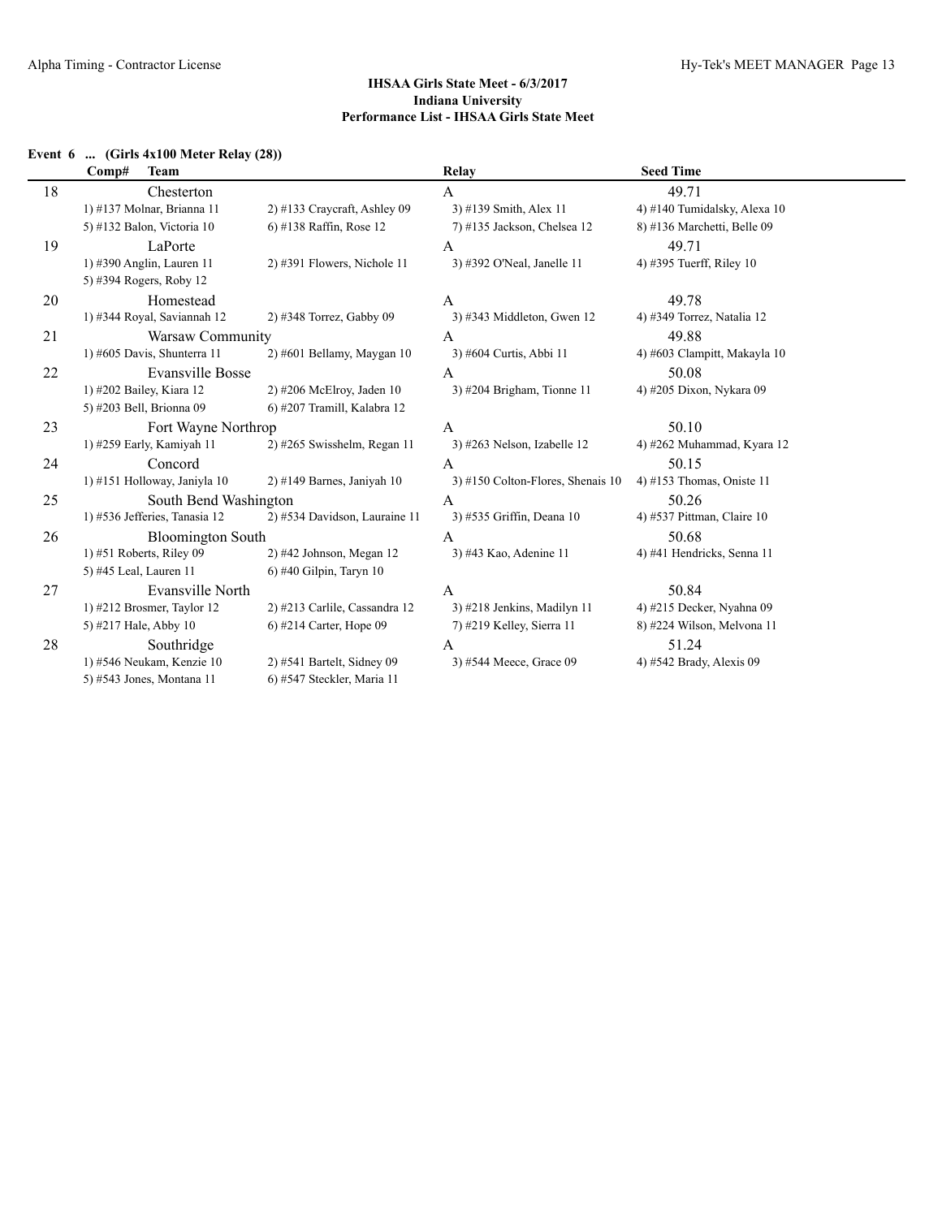## IHSAA Girls State Meet - 6/3/2017
## Indiana University
## Performance List - IHSAA Girls State Meet

### Event 6 ... (Girls 4x100 Meter Relay (28))

| Comp# | Team | | Relay | Seed Time |
|---|---|---|---|---|
| 18 | Chesterton | | A | 49.71 |
| | 1) #137 Molnar, Brianna 11 | 2) #133 Craycraft, Ashley 09 | 3) #139 Smith, Alex 11 | 4) #140 Tumidalsky, Alexa 10 |
| | 5) #132 Balon, Victoria 10 | 6) #138 Raffin, Rose 12 | 7) #135 Jackson, Chelsea 12 | 8) #136 Marchetti, Belle 09 |
| 19 | LaPorte | | A | 49.71 |
| | 1) #390 Anglin, Lauren 11 | 2) #391 Flowers, Nichole 11 | 3) #392 O'Neal, Janelle 11 | 4) #395 Tuerff, Riley 10 |
| | 5) #394 Rogers, Roby 12 | | | |
| 20 | Homestead | | A | 49.78 |
| | 1) #344 Royal, Saviannah 12 | 2) #348 Torrez, Gabby 09 | 3) #343 Middleton, Gwen 12 | 4) #349 Torrez, Natalia 12 |
| 21 | Warsaw Community | | A | 49.88 |
| | 1) #605 Davis, Shunterra 11 | 2) #601 Bellamy, Maygan 10 | 3) #604 Curtis, Abbi 11 | 4) #603 Clampitt, Makayla 10 |
| 22 | Evansville Bosse | | A | 50.08 |
| | 1) #202 Bailey, Kiara 12 | 2) #206 McElroy, Jaden 10 | 3) #204 Brigham, Tionne 11 | 4) #205 Dixon, Nykara 09 |
| | 5) #203 Bell, Brionna 09 | 6) #207 Tramill, Kalabra 12 | | |
| 23 | Fort Wayne Northrop | | A | 50.10 |
| | 1) #259 Early, Kamiyah 11 | 2) #265 Swisshelm, Regan 11 | 3) #263 Nelson, Izabelle 12 | 4) #262 Muhammad, Kyara 12 |
| 24 | Concord | | A | 50.15 |
| | 1) #151 Holloway, Janiyla 10 | 2) #149 Barnes, Janiyah 10 | 3) #150 Colton-Flores, Shenais 10 | 4) #153 Thomas, Oniste 11 |
| 25 | South Bend Washington | | A | 50.26 |
| | 1) #536 Jefferies, Tanasia 12 | 2) #534 Davidson, Lauraine 11 | 3) #535 Griffin, Deana 10 | 4) #537 Pittman, Claire 10 |
| 26 | Bloomington South | | A | 50.68 |
| | 1) #51 Roberts, Riley 09 | 2) #42 Johnson, Megan 12 | 3) #43 Kao, Adenine 11 | 4) #41 Hendricks, Senna 11 |
| | 5) #45 Leal, Lauren 11 | 6) #40 Gilpin, Taryn 10 | | |
| 27 | Evansville North | | A | 50.84 |
| | 1) #212 Brosmer, Taylor 12 | 2) #213 Carlile, Cassandra 12 | 3) #218 Jenkins, Madilyn 11 | 4) #215 Decker, Nyahna 09 |
| | 5) #217 Hale, Abby 10 | 6) #214 Carter, Hope 09 | 7) #219 Kelley, Sierra 11 | 8) #224 Wilson, Melvona 11 |
| 28 | Southridge | | A | 51.24 |
| | 1) #546 Neukam, Kenzie 10 | 2) #541 Bartelt, Sidney 09 | 3) #544 Meece, Grace 09 | 4) #542 Brady, Alexis 09 |
| | 5) #543 Jones, Montana 11 | 6) #547 Steckler, Maria 11 | | |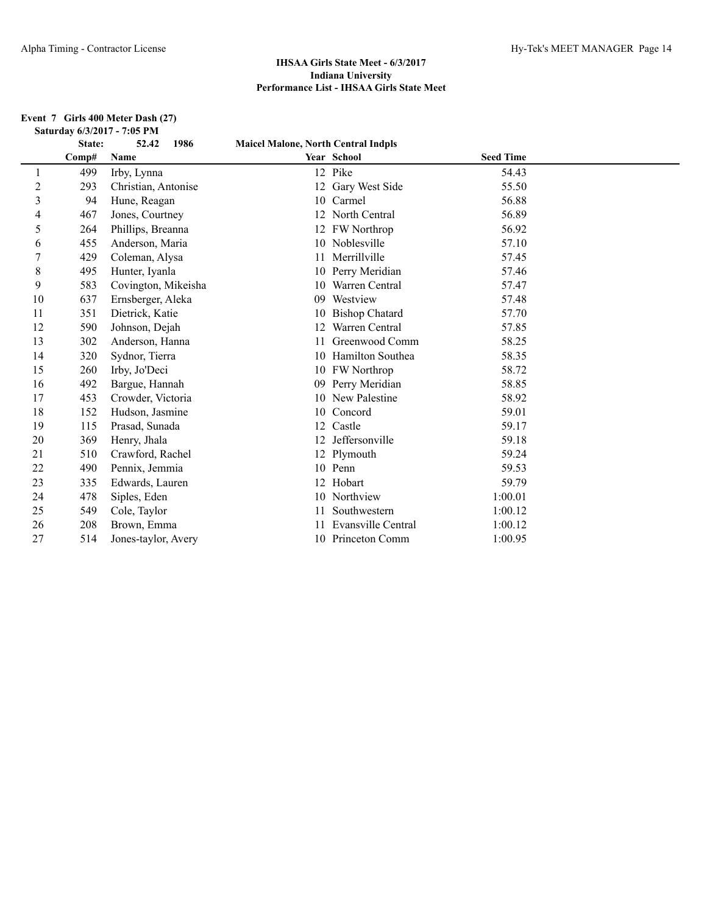## IHSAA Girls State Meet - 6/3/2017
## Indiana University
## Performance List - IHSAA Girls State Meet

**Event 7 Girls 400 Meter Dash (27)**

**Saturday 6/3/2017 - 7:05 PM**

**State: 52.42 1986 Maicel Malone, North Central Indpls**

| | Comp# | Name | Year | School | Seed Time |
|---|---|---|---|---|---|
| 1 | 499 | Irby, Lynna | 12 | Pike | 54.43 |
| 2 | 293 | Christian, Antonise | 12 | Gary West Side | 55.50 |
| 3 | 94 | Hune, Reagan | 10 | Carmel | 56.88 |
| 4 | 467 | Jones, Courtney | 12 | North Central | 56.89 |
| 5 | 264 | Phillips, Breanna | 12 | FW Northrop | 56.92 |
| 6 | 455 | Anderson, Maria | 10 | Noblesville | 57.10 |
| 7 | 429 | Coleman, Alysa | 11 | Merrillville | 57.45 |
| 8 | 495 | Hunter, Iyanla | 10 | Perry Meridian | 57.46 |
| 9 | 583 | Covington, Mikeisha | 10 | Warren Central | 57.47 |
| 10 | 637 | Ernsberger, Aleka | 09 | Westview | 57.48 |
| 11 | 351 | Dietrick, Katie | 10 | Bishop Chatard | 57.70 |
| 12 | 590 | Johnson, Dejah | 12 | Warren Central | 57.85 |
| 13 | 302 | Anderson, Hanna | 11 | Greenwood Comm | 58.25 |
| 14 | 320 | Sydnor, Tierra | 10 | Hamilton Southea | 58.35 |
| 15 | 260 | Irby, Jo'Deci | 10 | FW Northrop | 58.72 |
| 16 | 492 | Bargue, Hannah | 09 | Perry Meridian | 58.85 |
| 17 | 453 | Crowder, Victoria | 10 | New Palestine | 58.92 |
| 18 | 152 | Hudson, Jasmine | 10 | Concord | 59.01 |
| 19 | 115 | Prasad, Sunada | 12 | Castle | 59.17 |
| 20 | 369 | Henry, Jhala | 12 | Jeffersonville | 59.18 |
| 21 | 510 | Crawford, Rachel | 12 | Plymouth | 59.24 |
| 22 | 490 | Pennix, Jemmia | 10 | Penn | 59.53 |
| 23 | 335 | Edwards, Lauren | 12 | Hobart | 59.79 |
| 24 | 478 | Siples, Eden | 10 | Northview | 1:00.01 |
| 25 | 549 | Cole, Taylor | 11 | Southwestern | 1:00.12 |
| 26 | 208 | Brown, Emma | 11 | Evansville Central | 1:00.12 |
| 27 | 514 | Jones-taylor, Avery | 10 | Princeton Comm | 1:00.95 |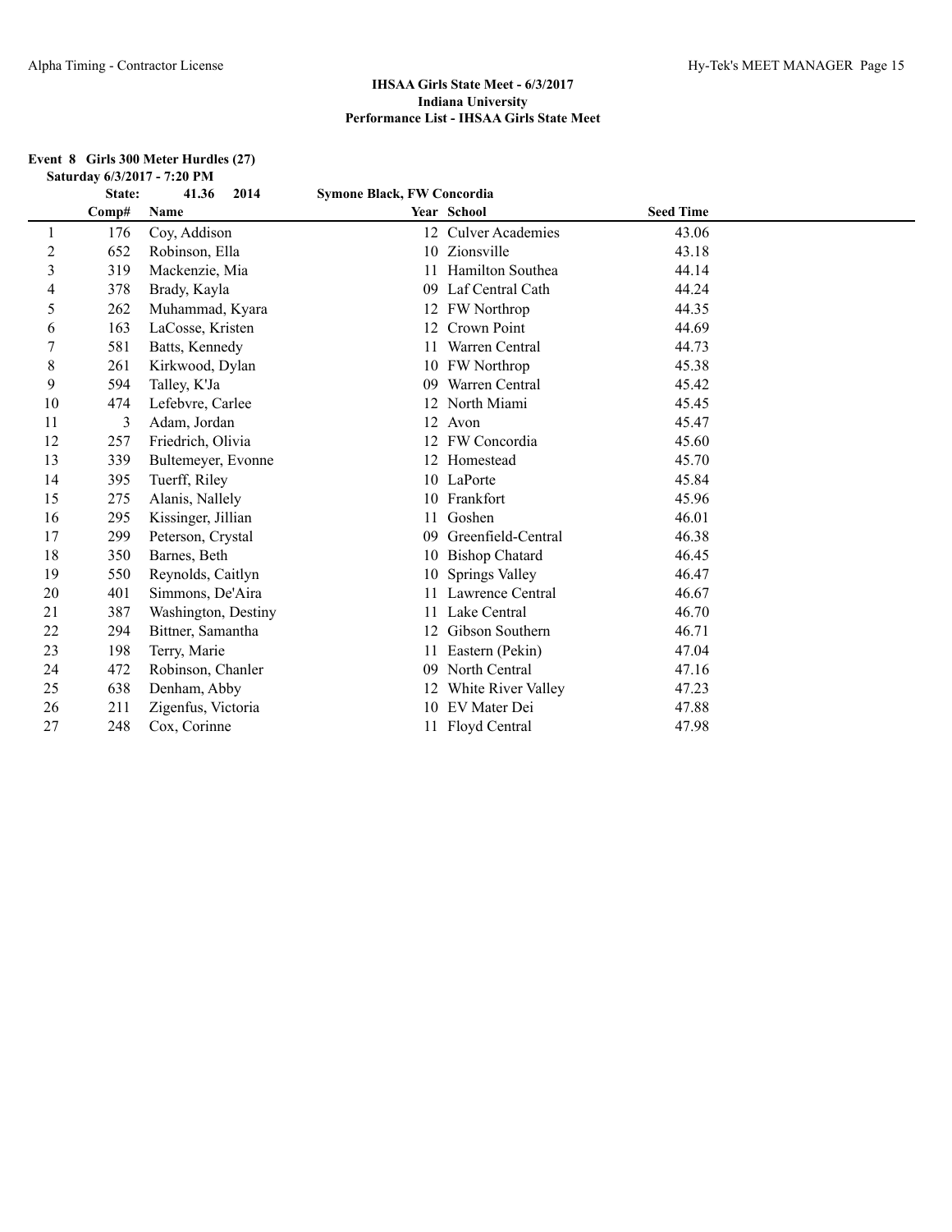## IHSAA Girls State Meet - 6/3/2017
### Indiana University
### Performance List - IHSAA Girls State Meet

**Event 8 Girls 300 Meter Hurdles (27)**

**Saturday 6/3/2017 - 7:20 PM**

**State: 41.36 2014 Symone Black, FW Concordia**

| | Comp# | Name | Year | School | Seed Time |
|---|---|---|---|---|---|
| 1 | 176 | Coy, Addison | 12 | Culver Academies | 43.06 |
| 2 | 652 | Robinson, Ella | 10 | Zionsville | 43.18 |
| 3 | 319 | Mackenzie, Mia | 11 | Hamilton Southea | 44.14 |
| 4 | 378 | Brady, Kayla | 09 | Laf Central Cath | 44.24 |
| 5 | 262 | Muhammad, Kyara | 12 | FW Northrop | 44.35 |
| 6 | 163 | LaCosse, Kristen | 12 | Crown Point | 44.69 |
| 7 | 581 | Batts, Kennedy | 11 | Warren Central | 44.73 |
| 8 | 261 | Kirkwood, Dylan | 10 | FW Northrop | 45.38 |
| 9 | 594 | Talley, K'Ja | 09 | Warren Central | 45.42 |
| 10 | 474 | Lefebvre, Carlee | 12 | North Miami | 45.45 |
| 11 | 3 | Adam, Jordan | 12 | Avon | 45.47 |
| 12 | 257 | Friedrich, Olivia | 12 | FW Concordia | 45.60 |
| 13 | 339 | Bultemeyer, Evonne | 12 | Homestead | 45.70 |
| 14 | 395 | Tuerff, Riley | 10 | LaPorte | 45.84 |
| 15 | 275 | Alanis, Nallely | 10 | Frankfort | 45.96 |
| 16 | 295 | Kissinger, Jillian | 11 | Goshen | 46.01 |
| 17 | 299 | Peterson, Crystal | 09 | Greenfield-Central | 46.38 |
| 18 | 350 | Barnes, Beth | 10 | Bishop Chatard | 46.45 |
| 19 | 550 | Reynolds, Caitlyn | 10 | Springs Valley | 46.47 |
| 20 | 401 | Simmons, De'Aira | 11 | Lawrence Central | 46.67 |
| 21 | 387 | Washington, Destiny | 11 | Lake Central | 46.70 |
| 22 | 294 | Bittner, Samantha | 12 | Gibson Southern | 46.71 |
| 23 | 198 | Terry, Marie | 11 | Eastern (Pekin) | 47.04 |
| 24 | 472 | Robinson, Chanler | 09 | North Central | 47.16 |
| 25 | 638 | Denham, Abby | 12 | White River Valley | 47.23 |
| 26 | 211 | Zigenfus, Victoria | 10 | EV Mater Dei | 47.88 |
| 27 | 248 | Cox, Corinne | 11 | Floyd Central | 47.98 |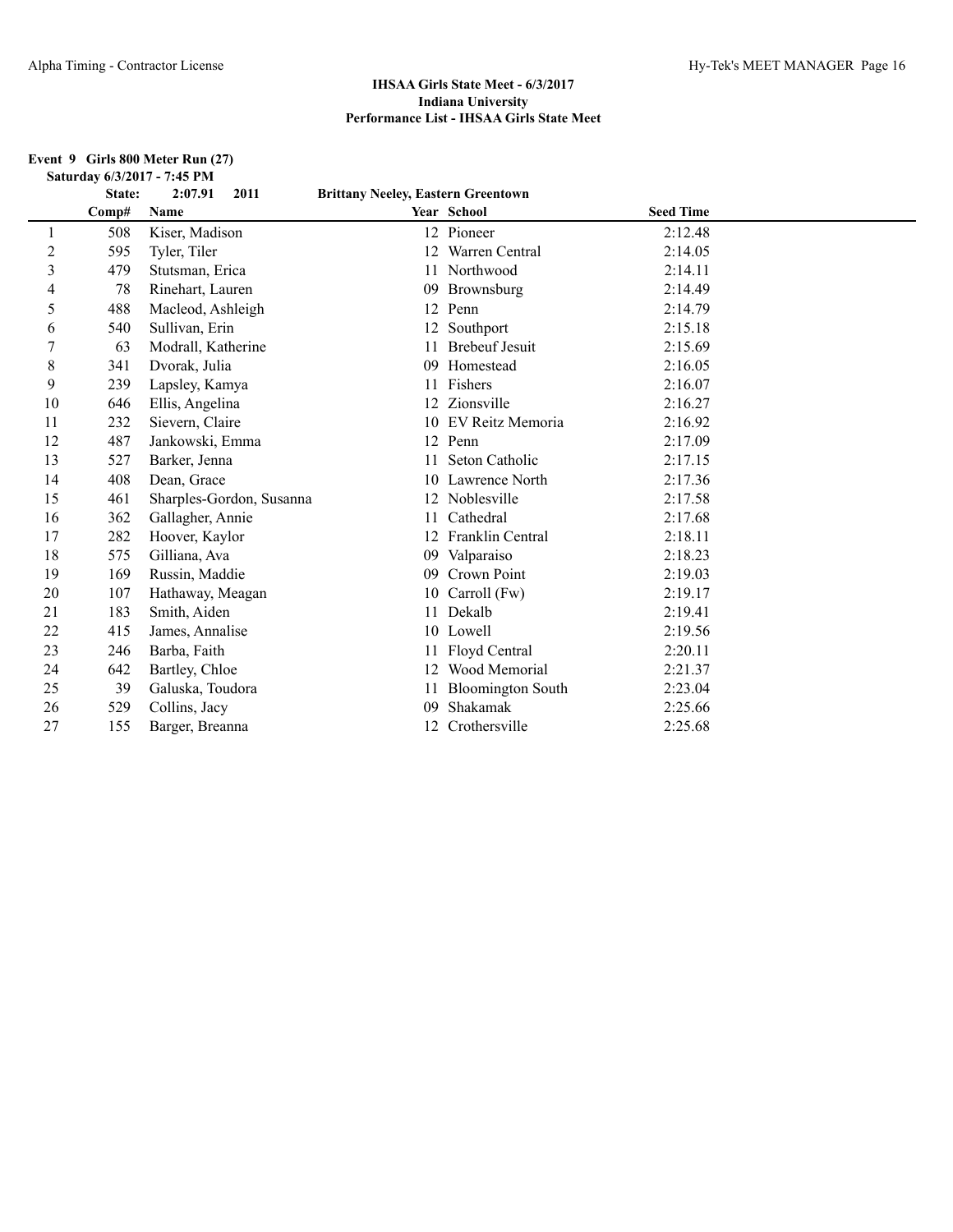## IHSAA Girls State Meet - 6/3/2017
## Indiana University
## Performance List - IHSAA Girls State Meet

**Event 9 Girls 800 Meter Run (27)**

**Saturday 6/3/2017 - 7:45 PM**

**State: 2:07.91 2011 Brittany Neeley, Eastern Greentown**

| | Comp# | Name | Year | School | Seed Time |
|---|---|---|---|---|---|
| 1 | 508 | Kiser, Madison | 12 | Pioneer | 2:12.48 |
| 2 | 595 | Tyler, Tiler | 12 | Warren Central | 2:14.05 |
| 3 | 479 | Stutsman, Erica | 11 | Northwood | 2:14.11 |
| 4 | 78 | Rinehart, Lauren | 09 | Brownsburg | 2:14.49 |
| 5 | 488 | Macleod, Ashleigh | 12 | Penn | 2:14.79 |
| 6 | 540 | Sullivan, Erin | 12 | Southport | 2:15.18 |
| 7 | 63 | Modrall, Katherine | 11 | Brebeuf Jesuit | 2:15.69 |
| 8 | 341 | Dvorak, Julia | 09 | Homestead | 2:16.05 |
| 9 | 239 | Lapsley, Kamya | 11 | Fishers | 2:16.07 |
| 10 | 646 | Ellis, Angelina | 12 | Zionsville | 2:16.27 |
| 11 | 232 | Sievern, Claire | 10 | EV Reitz Memoria | 2:16.92 |
| 12 | 487 | Jankowski, Emma | 12 | Penn | 2:17.09 |
| 13 | 527 | Barker, Jenna | 11 | Seton Catholic | 2:17.15 |
| 14 | 408 | Dean, Grace | 10 | Lawrence North | 2:17.36 |
| 15 | 461 | Sharples-Gordon, Susanna | 12 | Noblesville | 2:17.58 |
| 16 | 362 | Gallagher, Annie | 11 | Cathedral | 2:17.68 |
| 17 | 282 | Hoover, Kaylor | 12 | Franklin Central | 2:18.11 |
| 18 | 575 | Gilliana, Ava | 09 | Valparaiso | 2:18.23 |
| 19 | 169 | Russin, Maddie | 09 | Crown Point | 2:19.03 |
| 20 | 107 | Hathaway, Meagan | 10 | Carroll (Fw) | 2:19.17 |
| 21 | 183 | Smith, Aiden | 11 | Dekalb | 2:19.41 |
| 22 | 415 | James, Annalise | 10 | Lowell | 2:19.56 |
| 23 | 246 | Barba, Faith | 11 | Floyd Central | 2:20.11 |
| 24 | 642 | Bartley, Chloe | 12 | Wood Memorial | 2:21.37 |
| 25 | 39 | Galuska, Toudora | 11 | Bloomington South | 2:23.04 |
| 26 | 529 | Collins, Jacy | 09 | Shakamak | 2:25.66 |
| 27 | 155 | Barger, Breanna | 12 | Crothersville | 2:25.68 |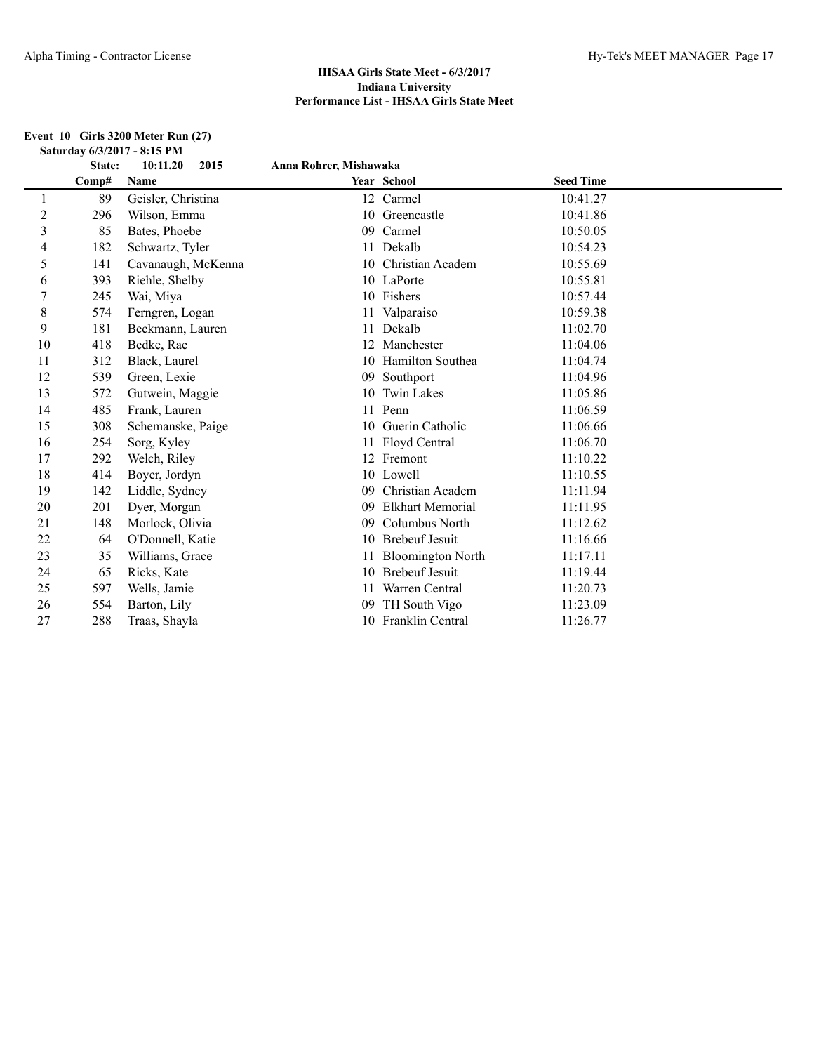## IHSAA Girls State Meet - 6/3/2017
## Indiana University
## Performance List - IHSAA Girls State Meet

**Event 10 Girls 3200 Meter Run (27)**

**Saturday 6/3/2017 - 8:15 PM**

**State: 10:11.20 2015 Anna Rohrer, Mishawaka**

| | Comp# | Name | Year | School | Seed Time |
|---|---|---|---|---|---|
| 1 | 89 | Geisler, Christina | 12 | Carmel | 10:41.27 |
| 2 | 296 | Wilson, Emma | 10 | Greencastle | 10:41.86 |
| 3 | 85 | Bates, Phoebe | 09 | Carmel | 10:50.05 |
| 4 | 182 | Schwartz, Tyler | 11 | Dekalb | 10:54.23 |
| 5 | 141 | Cavanaugh, McKenna | 10 | Christian Academ | 10:55.69 |
| 6 | 393 | Riehle, Shelby | 10 | LaPorte | 10:55.81 |
| 7 | 245 | Wai, Miya | 10 | Fishers | 10:57.44 |
| 8 | 574 | Ferngren, Logan | 11 | Valparaiso | 10:59.38 |
| 9 | 181 | Beckmann, Lauren | 11 | Dekalb | 11:02.70 |
| 10 | 418 | Bedke, Rae | 12 | Manchester | 11:04.06 |
| 11 | 312 | Black, Laurel | 10 | Hamilton Southea | 11:04.74 |
| 12 | 539 | Green, Lexie | 09 | Southport | 11:04.96 |
| 13 | 572 | Gutwein, Maggie | 10 | Twin Lakes | 11:05.86 |
| 14 | 485 | Frank, Lauren | 11 | Penn | 11:06.59 |
| 15 | 308 | Schemanske, Paige | 10 | Guerin Catholic | 11:06.66 |
| 16 | 254 | Sorg, Kyley | 11 | Floyd Central | 11:06.70 |
| 17 | 292 | Welch, Riley | 12 | Fremont | 11:10.22 |
| 18 | 414 | Boyer, Jordyn | 10 | Lowell | 11:10.55 |
| 19 | 142 | Liddle, Sydney | 09 | Christian Academ | 11:11.94 |
| 20 | 201 | Dyer, Morgan | 09 | Elkhart Memorial | 11:11.95 |
| 21 | 148 | Morlock, Olivia | 09 | Columbus North | 11:12.62 |
| 22 | 64 | O'Donnell, Katie | 10 | Brebeuf Jesuit | 11:16.66 |
| 23 | 35 | Williams, Grace | 11 | Bloomington North | 11:17.11 |
| 24 | 65 | Ricks, Kate | 10 | Brebeuf Jesuit | 11:19.44 |
| 25 | 597 | Wells, Jamie | 11 | Warren Central | 11:20.73 |
| 26 | 554 | Barton, Lily | 09 | TH South Vigo | 11:23.09 |
| 27 | 288 | Traas, Shayla | 10 | Franklin Central | 11:26.77 |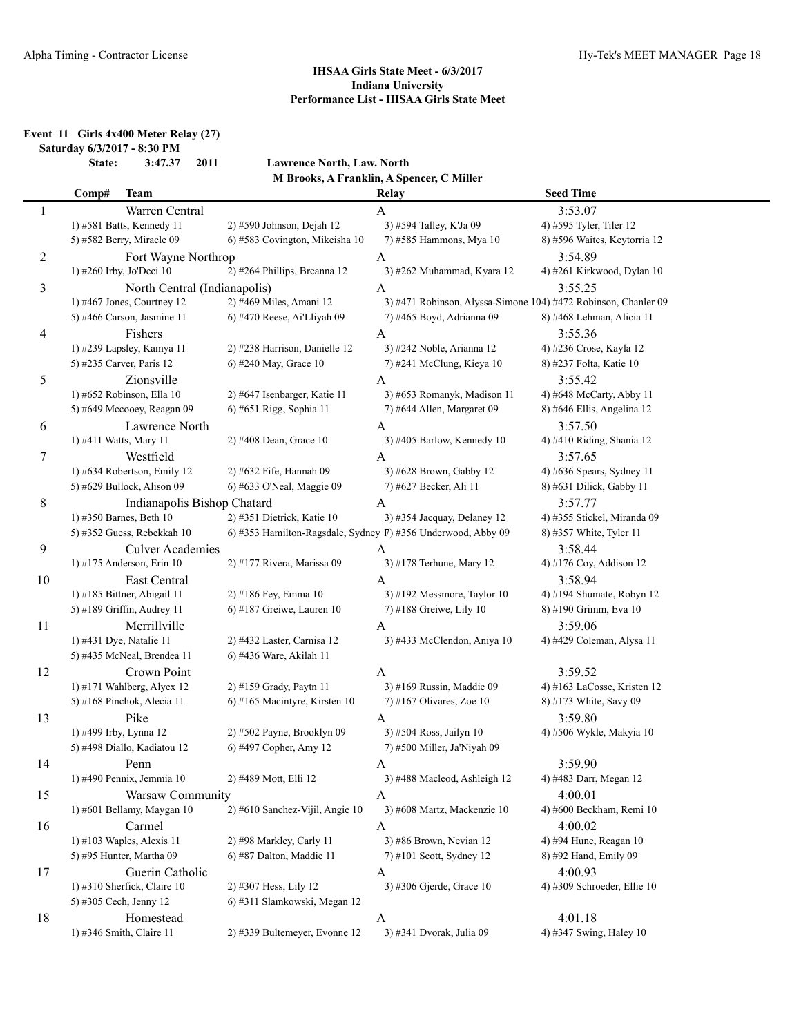## IHSAA Girls State Meet - 6/3/2017
## Indiana University
## Performance List - IHSAA Girls State Meet

**Event 11 Girls 4x400 Meter Relay (27)**

**Saturday 6/3/2017 - 8:30 PM**

**State: 3:47.37 2011 Lawrence North, Law. North**
**M Brooks, A Franklin, A Spencer, C Miller**

| Comp# | Team | | Relay | Seed Time |
|---|---|---|---|---|
| 1 | Warren Central | | A | 3:53.07 |
| | 1) #581 Batts, Kennedy 11 | 2) #590 Johnson, Dejah 12 | 3) #594 Talley, K'Ja 09 | 4) #595 Tyler, Tiler 12 |
| | 5) #582 Berry, Miracle 09 | 6) #583 Covington, Mikeisha 10 | 7) #585 Hammons, Mya 10 | 8) #596 Waites, Keytorria 12 |
| 2 | Fort Wayne Northrop | | A | 3:54.89 |
| | 1) #260 Irby, Jo'Deci 10 | 2) #264 Phillips, Breanna 12 | 3) #262 Muhammad, Kyara 12 | 4) #261 Kirkwood, Dylan 10 |
| 3 | North Central (Indianapolis) | | A | 3:55.25 |
| | 1) #467 Jones, Courtney 12 | 2) #469 Miles, Amani 12 | 3) #471 Robinson, Alyssa-Simone 10 | 4) #472 Robinson, Chanler 09 |
| | 5) #466 Carson, Jasmine 11 | 6) #470 Reese, Ai'Lliyah 09 | 7) #465 Boyd, Adrianna 09 | 8) #468 Lehman, Alicia 11 |
| 4 | Fishers | | A | 3:55.36 |
| | 1) #239 Lapsley, Kamya 11 | 2) #238 Harrison, Danielle 12 | 3) #242 Noble, Arianna 12 | 4) #236 Crose, Kayla 12 |
| | 5) #235 Carver, Paris 12 | 6) #240 May, Grace 10 | 7) #241 McClung, Kieya 10 | 8) #237 Folta, Katie 10 |
| 5 | Zionsville | | A | 3:55.42 |
| | 1) #652 Robinson, Ella 10 | 2) #647 Isenbarger, Katie 11 | 3) #653 Romanyk, Madison 11 | 4) #648 McCarty, Abby 11 |
| | 5) #649 Mccooey, Reagan 09 | 6) #651 Rigg, Sophia 11 | 7) #644 Allen, Margaret 09 | 8) #646 Ellis, Angelina 12 |
| 6 | Lawrence North | | A | 3:57.50 |
| | 1) #411 Watts, Mary 11 | 2) #408 Dean, Grace 10 | 3) #405 Barlow, Kennedy 10 | 4) #410 Riding, Shania 12 |
| 7 | Westfield | | A | 3:57.65 |
| | 1) #634 Robertson, Emily 12 | 2) #632 Fife, Hannah 09 | 3) #628 Brown, Gabby 12 | 4) #636 Spears, Sydney 11 |
| | 5) #629 Bullock, Alison 09 | 6) #633 O'Neal, Maggie 09 | 7) #627 Becker, Ali 11 | 8) #631 Dilick, Gabby 11 |
| 8 | Indianapolis Bishop Chatard | | A | 3:57.77 |
| | 1) #350 Barnes, Beth 10 | 2) #351 Dietrick, Katie 10 | 3) #354 Jacquay, Delaney 12 | 4) #355 Stickel, Miranda 09 |
| | 5) #352 Guess, Rebekkah 10 | 6) #353 Hamilton-Ragsdale, Sydney 1 | 7) #356 Underwood, Abby 09 | 8) #357 White, Tyler 11 |
| 9 | Culver Academies | | A | 3:58.44 |
| | 1) #175 Anderson, Erin 10 | 2) #177 Rivera, Marissa 09 | 3) #178 Terhune, Mary 12 | 4) #176 Coy, Addison 12 |
| 10 | East Central | | A | 3:58.94 |
| | 1) #185 Bittner, Abigail 11 | 2) #186 Fey, Emma 10 | 3) #192 Messmore, Taylor 10 | 4) #194 Shumate, Robyn 12 |
| | 5) #189 Griffin, Audrey 11 | 6) #187 Greiwe, Lauren 10 | 7) #188 Greiwe, Lily 10 | 8) #190 Grimm, Eva 10 |
| 11 | Merrillville | | A | 3:59.06 |
| | 1) #431 Dye, Natalie 11 | 2) #432 Laster, Carnisa 12 | 3) #433 McClendon, Aniya 10 | 4) #429 Coleman, Alysa 11 |
| | 5) #435 McNeal, Brendea 11 | 6) #436 Ware, Akilah 11 | | |
| 12 | Crown Point | | A | 3:59.52 |
| | 1) #171 Wahlberg, Alyex 12 | 2) #159 Grady, Paytn 11 | 3) #169 Russin, Maddie 09 | 4) #163 LaCosse, Kristen 12 |
| | 5) #168 Pinchok, Alecia 11 | 6) #165 Macintyre, Kirsten 10 | 7) #167 Olivares, Zoe 10 | 8) #173 White, Savy 09 |
| 13 | Pike | | A | 3:59.80 |
| | 1) #499 Irby, Lynna 12 | 2) #502 Payne, Brooklyn 09 | 3) #504 Ross, Jailyn 10 | 4) #506 Wykle, Makyia 10 |
| | 5) #498 Diallo, Kadiatou 12 | 6) #497 Copher, Amy 12 | 7) #500 Miller, Ja'Niyah 09 | |
| 14 | Penn | | A | 3:59.90 |
| | 1) #490 Pennix, Jemmia 10 | 2) #489 Mott, Elli 12 | 3) #488 Macleod, Ashleigh 12 | 4) #483 Darr, Megan 12 |
| 15 | Warsaw Community | | A | 4:00.01 |
| | 1) #601 Bellamy, Maygan 10 | 2) #610 Sanchez-Vijil, Angie 10 | 3) #608 Martz, Mackenzie 10 | 4) #600 Beckham, Remi 10 |
| 16 | Carmel | | A | 4:00.02 |
| | 1) #103 Waples, Alexis 11 | 2) #98 Markley, Carly 11 | 3) #86 Brown, Nevian 12 | 4) #94 Hune, Reagan 10 |
| | 5) #95 Hunter, Martha 09 | 6) #87 Dalton, Maddie 11 | 7) #101 Scott, Sydney 12 | 8) #92 Hand, Emily 09 |
| 17 | Guerin Catholic | | A | 4:00.93 |
| | 1) #310 Sherfick, Claire 10 | 2) #307 Hess, Lily 12 | 3) #306 Gjerde, Grace 10 | 4) #309 Schroeder, Ellie 10 |
| | 5) #305 Cech, Jenny 12 | 6) #311 Slamkowski, Megan 12 | | |
| 18 | Homestead | | A | 4:01.18 |
| | 1) #346 Smith, Claire 11 | 2) #339 Bultemeyer, Evonne 12 | 3) #341 Dvorak, Julia 09 | 4) #347 Swing, Haley 10 |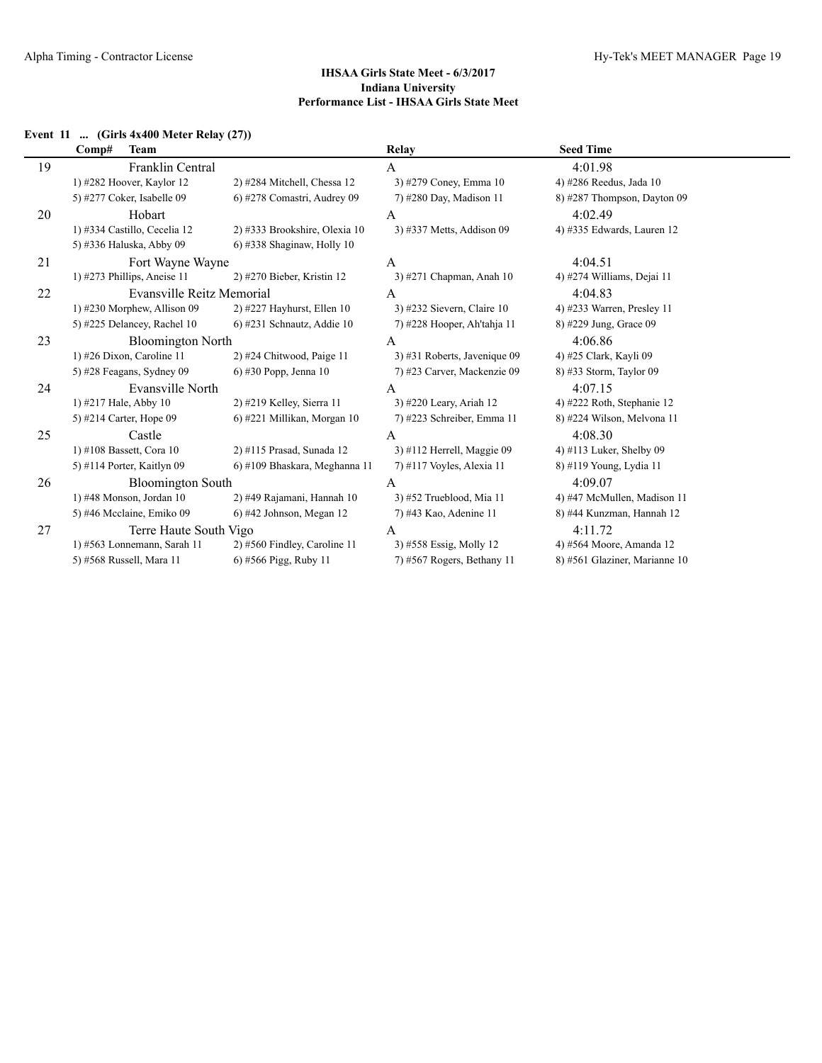**IHSAA Girls State Meet - 6/3/2017**
**Indiana University**
**Performance List - IHSAA Girls State Meet**

**Event 11 ... (Girls 4x400 Meter Relay (27))**

| Comp# | Team | | Relay | Seed Time |
|---|---|---|---|---|
| 19 | Franklin Central | | A | 4:01.98 |
| | 1) #282 Hoover, Kaylor 12 | 2) #284 Mitchell, Chessa 12 | 3) #279 Coney, Emma 10 | 4) #286 Reedus, Jada 10 |
| | 5) #277 Coker, Isabelle 09 | 6) #278 Comastri, Audrey 09 | 7) #280 Day, Madison 11 | 8) #287 Thompson, Dayton 09 |
| 20 | Hobart | | A | 4:02.49 |
| | 1) #334 Castillo, Cecelia 12 | 2) #333 Brookshire, Olexia 10 | 3) #337 Metts, Addison 09 | 4) #335 Edwards, Lauren 12 |
| | 5) #336 Haluska, Abby 09 | 6) #338 Shaginaw, Holly 10 | | |
| 21 | Fort Wayne Wayne | | A | 4:04.51 |
| | 1) #273 Phillips, Aneise 11 | 2) #270 Bieber, Kristin 12 | 3) #271 Chapman, Anah 10 | 4) #274 Williams, Dejai 11 |
| 22 | Evansville Reitz Memorial | | A | 4:04.83 |
| | 1) #230 Morphew, Allison 09 | 2) #227 Hayhurst, Ellen 10 | 3) #232 Sievern, Claire 10 | 4) #233 Warren, Presley 11 |
| | 5) #225 Delancey, Rachel 10 | 6) #231 Schnautz, Addie 10 | 7) #228 Hooper, Ah'tahja 11 | 8) #229 Jung, Grace 09 |
| 23 | Bloomington North | | A | 4:06.86 |
| | 1) #26 Dixon, Caroline 11 | 2) #24 Chitwood, Paige 11 | 3) #31 Roberts, Javenique 09 | 4) #25 Clark, Kayli 09 |
| | 5) #28 Feagans, Sydney 09 | 6) #30 Popp, Jenna 10 | 7) #23 Carver, Mackenzie 09 | 8) #33 Storm, Taylor 09 |
| 24 | Evansville North | | A | 4:07.15 |
| | 1) #217 Hale, Abby 10 | 2) #219 Kelley, Sierra 11 | 3) #220 Leary, Ariah 12 | 4) #222 Roth, Stephanie 12 |
| | 5) #214 Carter, Hope 09 | 6) #221 Millikan, Morgan 10 | 7) #223 Schreiber, Emma 11 | 8) #224 Wilson, Melvona 11 |
| 25 | Castle | | A | 4:08.30 |
| | 1) #108 Bassett, Cora 10 | 2) #115 Prasad, Sunada 12 | 3) #112 Herrell, Maggie 09 | 4) #113 Luker, Shelby 09 |
| | 5) #114 Porter, Kaitlyn 09 | 6) #109 Bhaskara, Meghanna 11 | 7) #117 Voyles, Alexia 11 | 8) #119 Young, Lydia 11 |
| 26 | Bloomington South | | A | 4:09.07 |
| | 1) #48 Monson, Jordan 10 | 2) #49 Rajamani, Hannah 10 | 3) #52 Trueblood, Mia 11 | 4) #47 McMullen, Madison 11 |
| | 5) #46 Mcclaine, Emiko 09 | 6) #42 Johnson, Megan 12 | 7) #43 Kao, Adenine 11 | 8) #44 Kunzman, Hannah 12 |
| 27 | Terre Haute South Vigo | | A | 4:11.72 |
| | 1) #563 Lonnemann, Sarah 11 | 2) #560 Findley, Caroline 11 | 3) #558 Essig, Molly 12 | 4) #564 Moore, Amanda 12 |
| | 5) #568 Russell, Mara 11 | 6) #566 Pigg, Ruby 11 | 7) #567 Rogers, Bethany 11 | 8) #561 Glaziner, Marianne 10 |